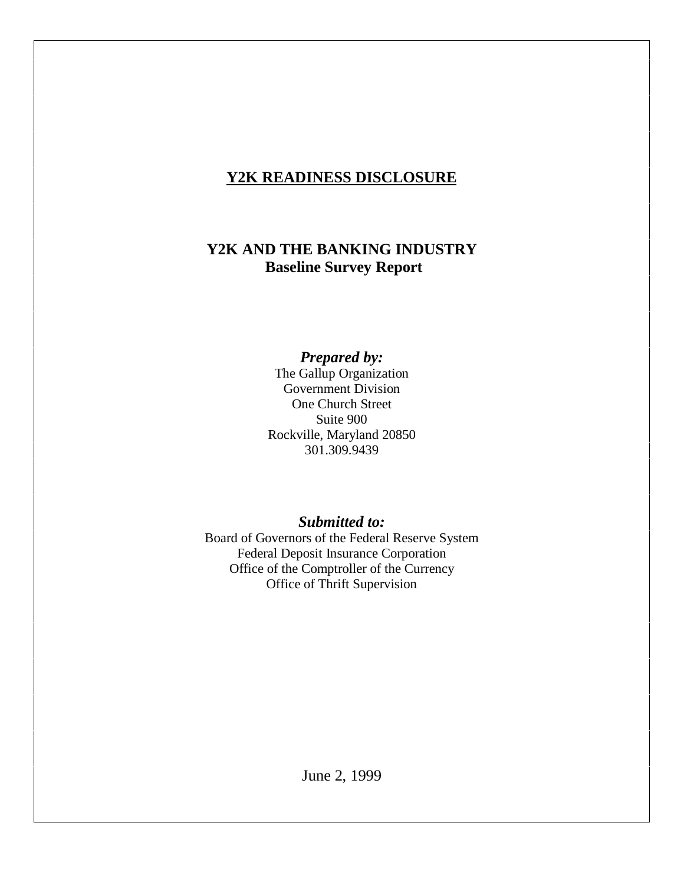# Y2K READINESS DISCLOSURE

## Y2K AND THE BANKING INDUSTRY
## Baseline Survey Report

***Prepared by:***

The Gallup Organization
Government Division
One Church Street
Suite 900
Rockville, Maryland 20850
301.309.9439

***Submitted to:***

Board of Governors of the Federal Reserve System
Federal Deposit Insurance Corporation
Office of the Comptroller of the Currency
Office of Thrift Supervision

June 2, 1999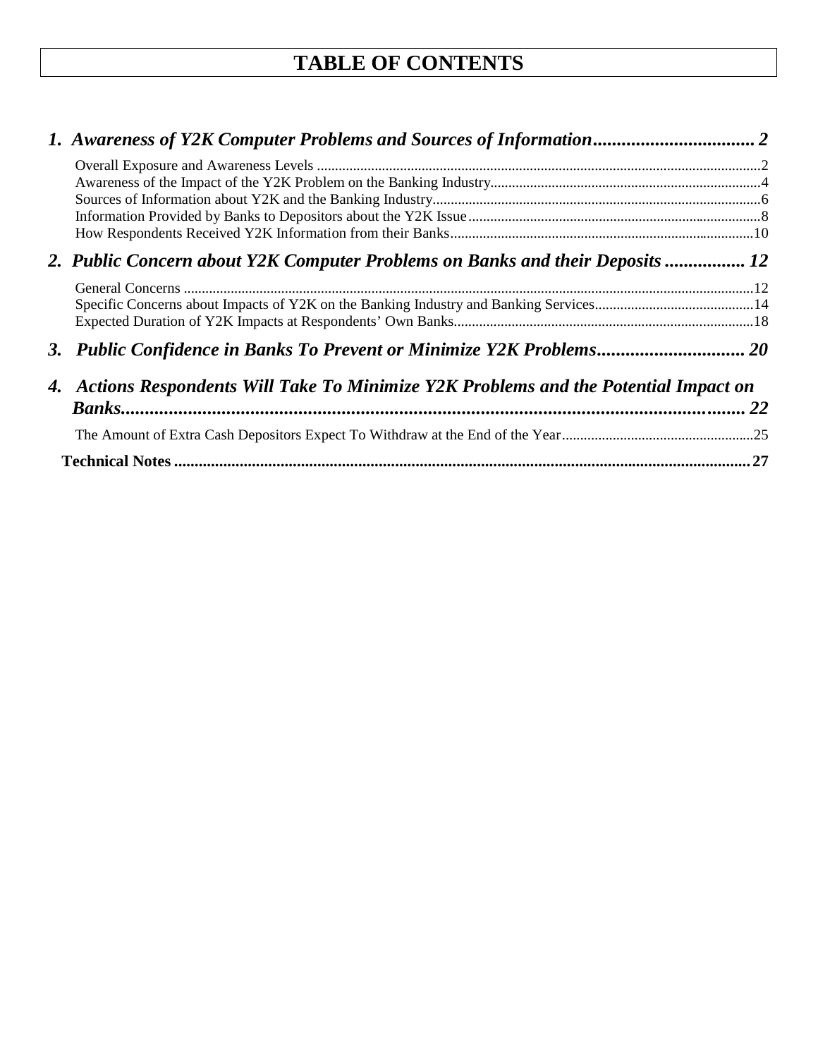# TABLE OF CONTENTS

***1. Awareness of Y2K Computer Problems and Sources of Information.................................. 2***

- Overall Exposure and Awareness Levels ..........................................................................................................2
- Awareness of the Impact of the Y2K Problem on the Banking Industry..........................................................................4
- Sources of Information about Y2K and the Banking Industry..........................................................................................6
- Information Provided by Banks to Depositors about the Y2K Issue................................................................................8
- How Respondents Received Y2K Information from their Banks....................................................................................10

***2. Public Concern about Y2K Computer Problems on Banks and their Deposits ................ 12***

- General Concerns ............................................................................................................................................12
- Specific Concerns about Impacts of Y2K on the Banking Industry and Banking Services...........................................14
- Expected Duration of Y2K Impacts at Respondents' Own Banks..................................................................................18

***3. Public Confidence in Banks To Prevent or Minimize Y2K Problems............................... 20***

***4. Actions Respondents Will Take To Minimize Y2K Problems and the Potential Impact on Banks.................................................................................................................................. 22***

- The Amount of Extra Cash Depositors Expect To Withdraw at the End of the Year....................................................25

**Technical Notes ............................................................................................................................................. 27**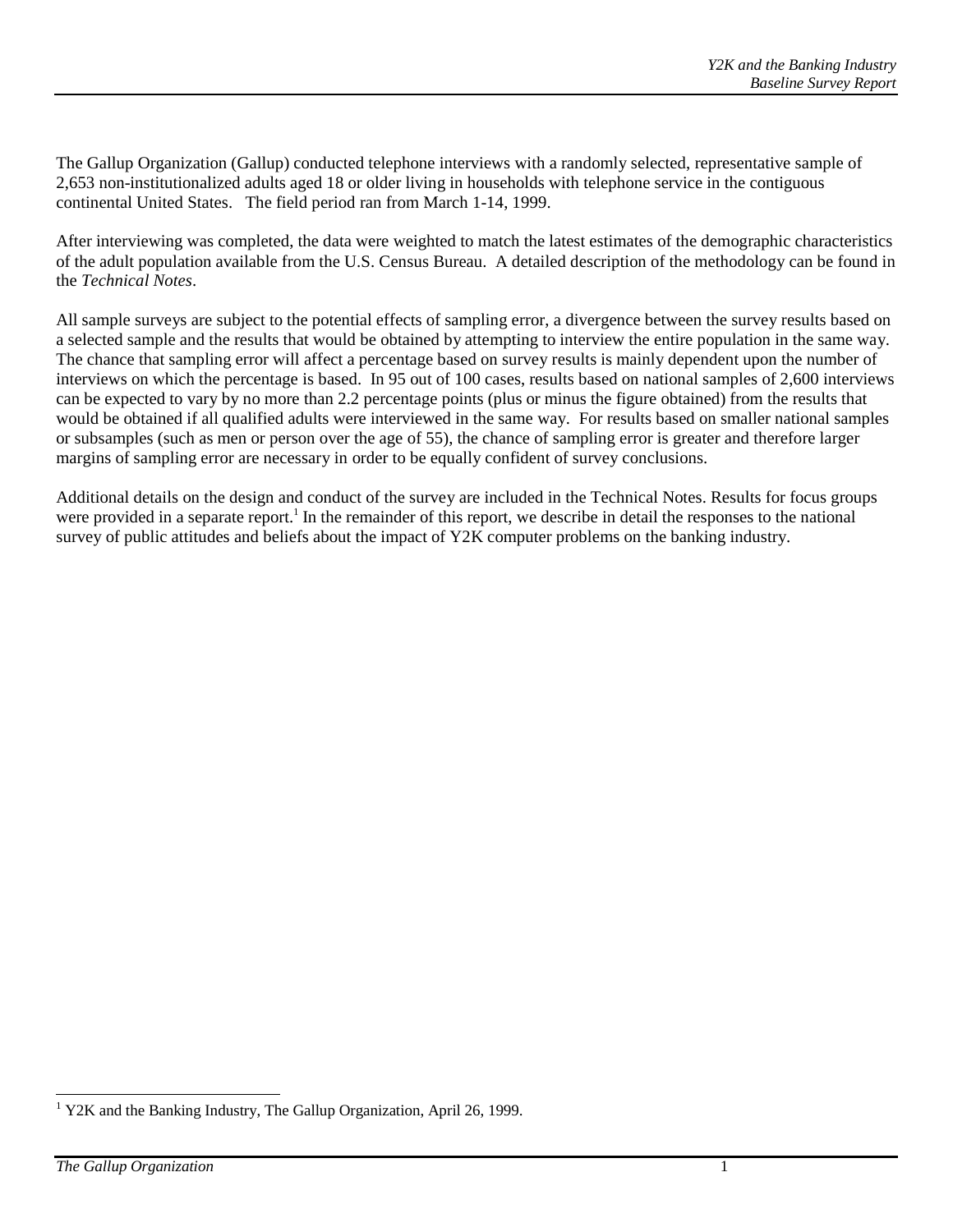The Gallup Organization (Gallup) conducted telephone interviews with a randomly selected, representative sample of 2,653 non-institutionalized adults aged 18 or older living in households with telephone service in the contiguous continental United States. The field period ran from March 1-14, 1999.

After interviewing was completed, the data were weighted to match the latest estimates of the demographic characteristics of the adult population available from the U.S. Census Bureau. A detailed description of the methodology can be found in the *Technical Notes*.

All sample surveys are subject to the potential effects of sampling error, a divergence between the survey results based on a selected sample and the results that would be obtained by attempting to interview the entire population in the same way. The chance that sampling error will affect a percentage based on survey results is mainly dependent upon the number of interviews on which the percentage is based. In 95 out of 100 cases, results based on national samples of 2,600 interviews can be expected to vary by no more than 2.2 percentage points (plus or minus the figure obtained) from the results that would be obtained if all qualified adults were interviewed in the same way. For results based on smaller national samples or subsamples (such as men or person over the age of 55), the chance of sampling error is greater and therefore larger margins of sampling error are necessary in order to be equally confident of survey conclusions.

Additional details on the design and conduct of the survey are included in the Technical Notes. Results for focus groups were provided in a separate report.[1] In the remainder of this report, we describe in detail the responses to the national survey of public attitudes and beliefs about the impact of Y2K computer problems on the banking industry.

---

[1] Y2K and the Banking Industry, The Gallup Organization, April 26, 1999.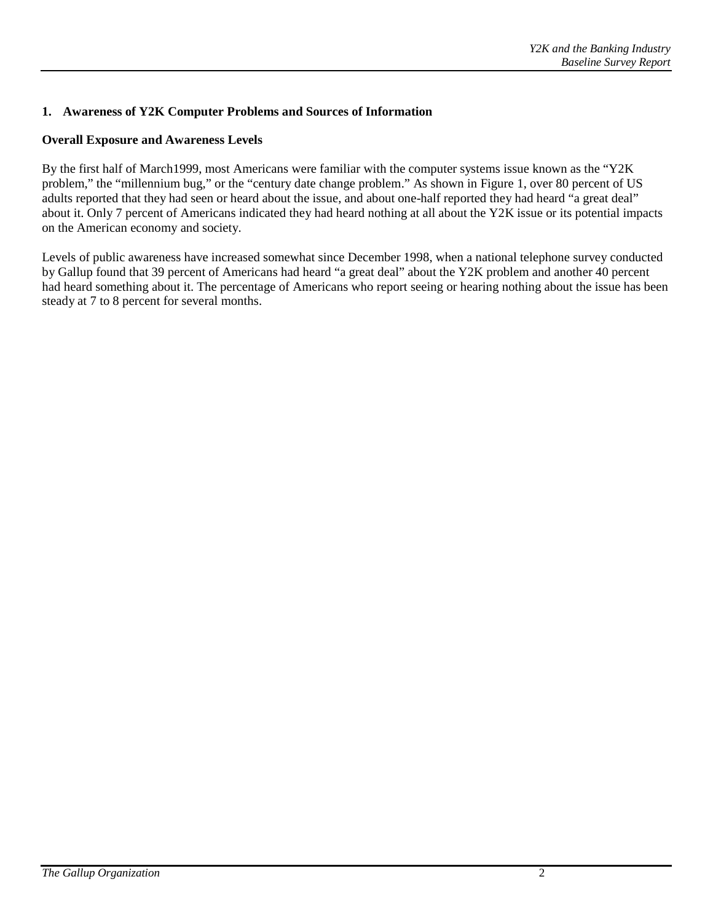## 1. Awareness of Y2K Computer Problems and Sources of Information

### Overall Exposure and Awareness Levels

By the first half of March1999, most Americans were familiar with the computer systems issue known as the "Y2K problem," the "millennium bug," or the "century date change problem." As shown in Figure 1, over 80 percent of US adults reported that they had seen or heard about the issue, and about one-half reported they had heard "a great deal" about it. Only 7 percent of Americans indicated they had heard nothing at all about the Y2K issue or its potential impacts on the American economy and society.

Levels of public awareness have increased somewhat since December 1998, when a national telephone survey conducted by Gallup found that 39 percent of Americans had heard "a great deal" about the Y2K problem and another 40 percent had heard something about it. The percentage of Americans who report seeing or hearing nothing about the issue has been steady at 7 to 8 percent for several months.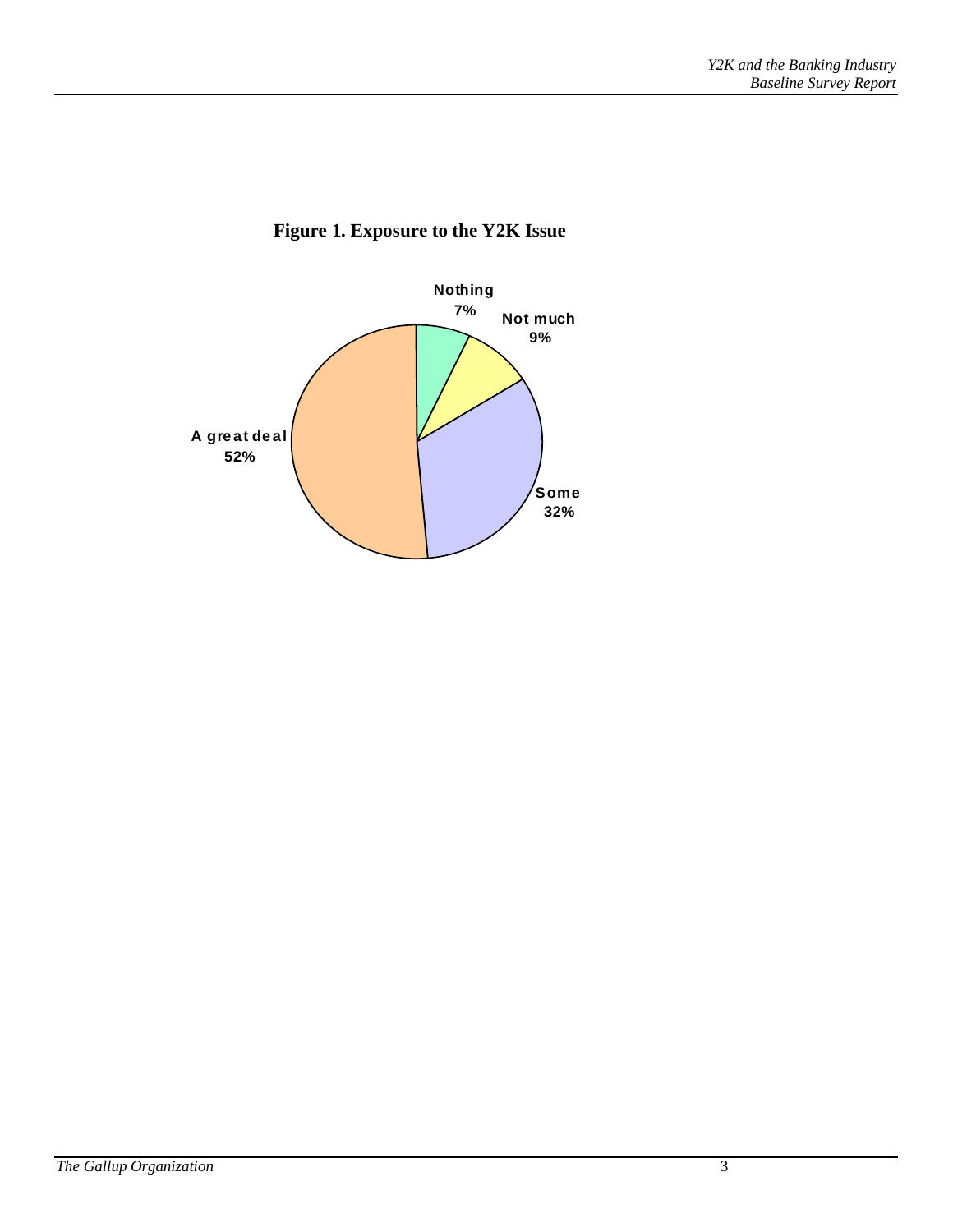**Figure 1. Exposure to the Y2K Issue**

Nothing 7%

Not much 9%

Some 32%

A great deal 52%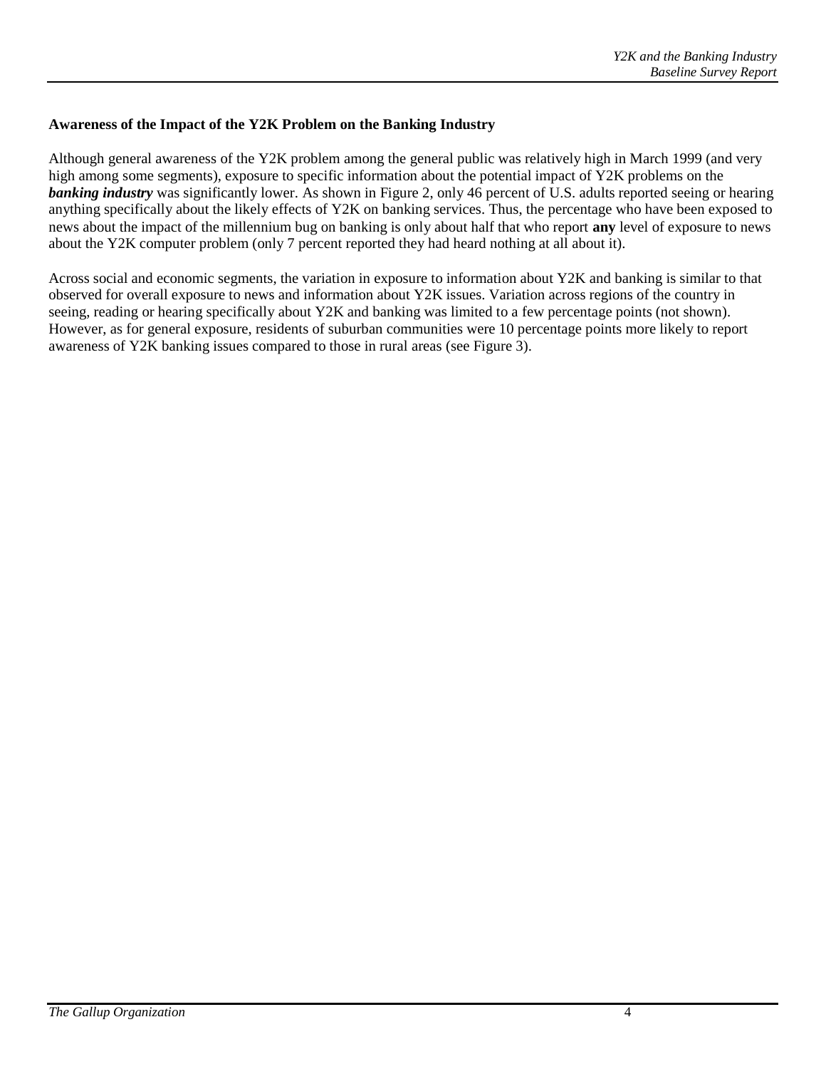### Awareness of the Impact of the Y2K Problem on the Banking Industry

Although general awareness of the Y2K problem among the general public was relatively high in March 1999 (and very high among some segments), exposure to specific information about the potential impact of Y2K problems on the ***banking industry*** was significantly lower. As shown in Figure 2, only 46 percent of U.S. adults reported seeing or hearing anything specifically about the likely effects of Y2K on banking services. Thus, the percentage who have been exposed to news about the impact of the millennium bug on banking is only about half that who report **any** level of exposure to news about the Y2K computer problem (only 7 percent reported they had heard nothing at all about it).

Across social and economic segments, the variation in exposure to information about Y2K and banking is similar to that observed for overall exposure to news and information about Y2K issues. Variation across regions of the country in seeing, reading or hearing specifically about Y2K and banking was limited to a few percentage points (not shown). However, as for general exposure, residents of suburban communities were 10 percentage points more likely to report awareness of Y2K banking issues compared to those in rural areas (see Figure 3).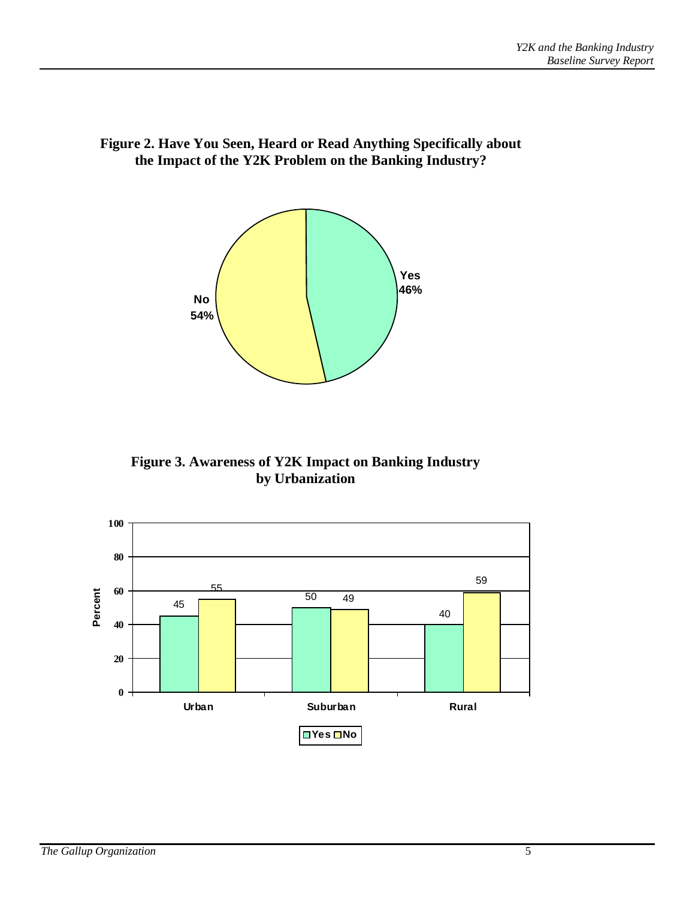**Figure 2. Have You Seen, Heard or Read Anything Specifically about the Impact of the Y2K Problem on the Banking Industry?**

| Response | Percent |
|---|---|
| Yes | 46% |
| No | 54% |

**Figure 3. Awareness of Y2K Impact on Banking Industry by Urbanization**

| Urbanization | Yes | No |
|---|---|---|
| Urban | 45 | 55 |
| Suburban | 50 | 49 |
| Rural | 40 | 59 |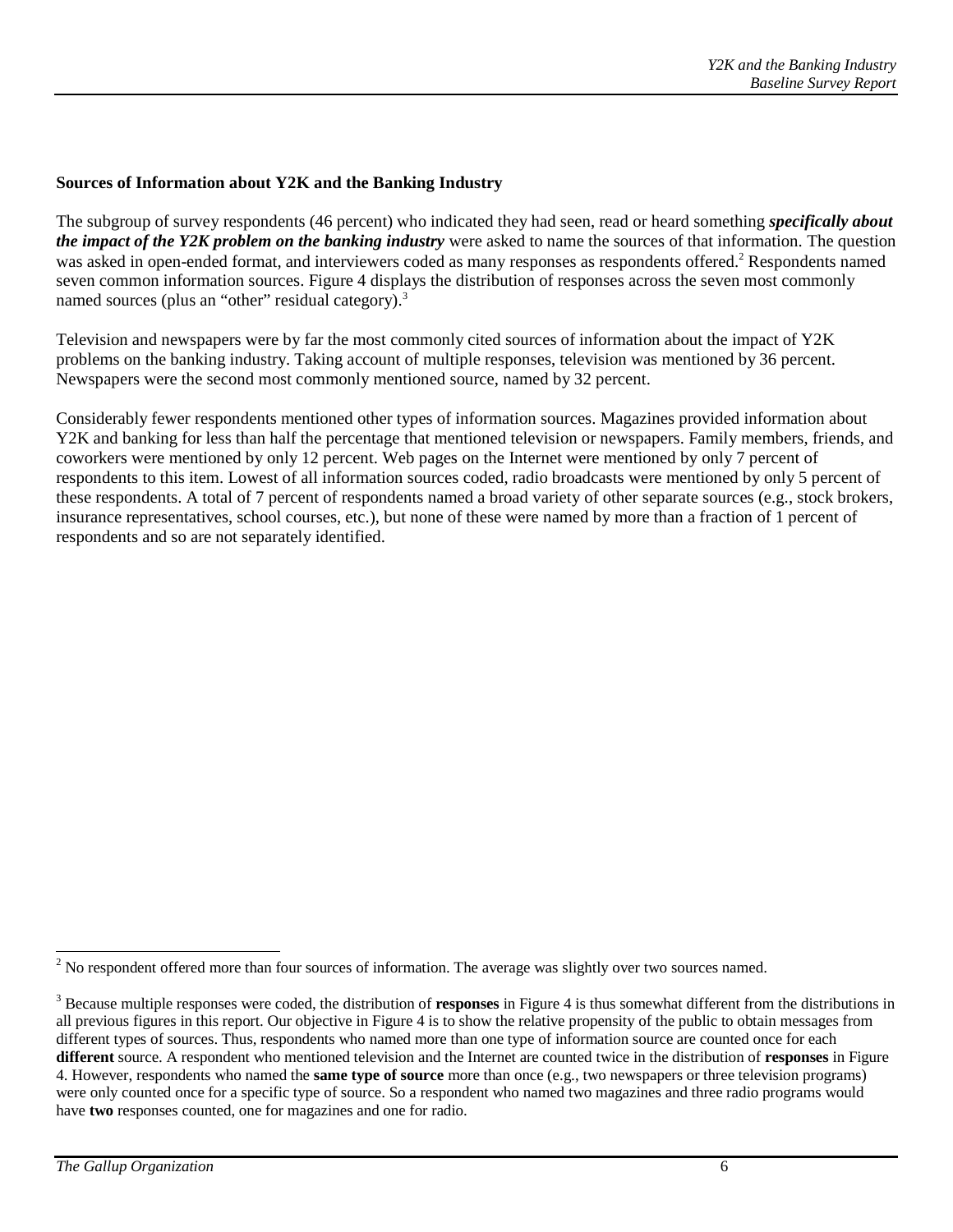### Sources of Information about Y2K and the Banking Industry

The subgroup of survey respondents (46 percent) who indicated they had seen, read or heard something ***specifically about the impact of the Y2K problem on the banking industry*** were asked to name the sources of that information. The question was asked in open-ended format, and interviewers coded as many responses as respondents offered.[2] Respondents named seven common information sources. Figure 4 displays the distribution of responses across the seven most commonly named sources (plus an "other" residual category).[3]

Television and newspapers were by far the most commonly cited sources of information about the impact of Y2K problems on the banking industry. Taking account of multiple responses, television was mentioned by 36 percent. Newspapers were the second most commonly mentioned source, named by 32 percent.

Considerably fewer respondents mentioned other types of information sources. Magazines provided information about Y2K and banking for less than half the percentage that mentioned television or newspapers. Family members, friends, and coworkers were mentioned by only 12 percent. Web pages on the Internet were mentioned by only 7 percent of respondents to this item. Lowest of all information sources coded, radio broadcasts were mentioned by only 5 percent of these respondents. A total of 7 percent of respondents named a broad variety of other separate sources (e.g., stock brokers, insurance representatives, school courses, etc.), but none of these were named by more than a fraction of 1 percent of respondents and so are not separately identified.

---

[2] No respondent offered more than four sources of information. The average was slightly over two sources named.

[3] Because multiple responses were coded, the distribution of **responses** in Figure 4 is thus somewhat different from the distributions in all previous figures in this report. Our objective in Figure 4 is to show the relative propensity of the public to obtain messages from different types of sources. Thus, respondents who named more than one type of information source are counted once for each **different** source. A respondent who mentioned television and the Internet are counted twice in the distribution of **responses** in Figure 4. However, respondents who named the **same type of source** more than once (e.g., two newspapers or three television programs) were only counted once for a specific type of source. So a respondent who named two magazines and three radio programs would have **two** responses counted, one for magazines and one for radio.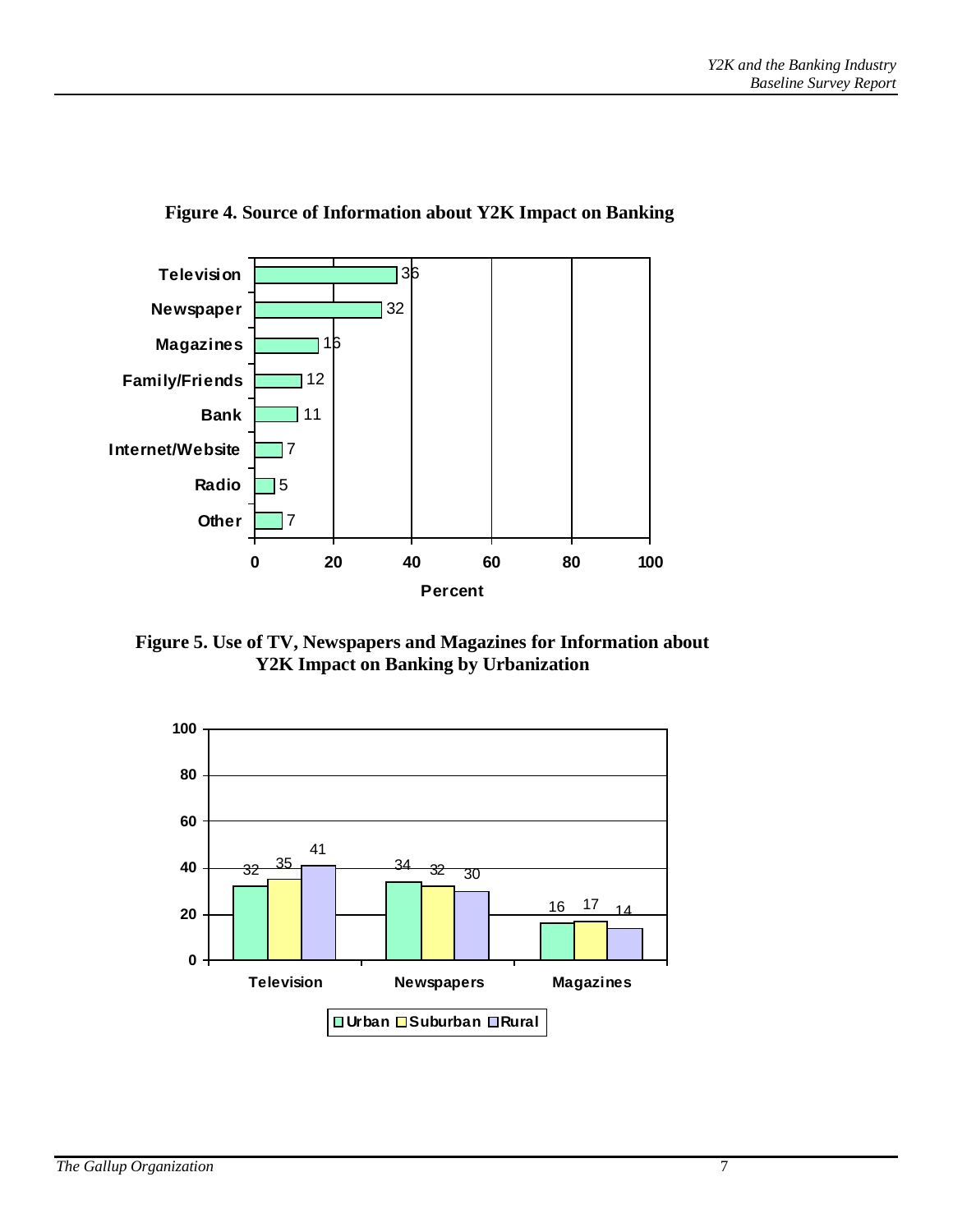**Figure 4. Source of Information about Y2K Impact on Banking**

| Source | Percent |
|---|---|
| Television | 36 |
| Newspaper | 32 |
| Magazines | 16 |
| Family/Friends | 12 |
| Bank | 11 |
| Internet/Website | 7 |
| Radio | 5 |
| Other | 7 |

**Figure 5. Use of TV, Newspapers and Magazines for Information about Y2K Impact on Banking by Urbanization**

| | Urban | Suburban | Rural |
|---|---|---|---|
| Television | 32 | 35 | 41 |
| Newspapers | 34 | 32 | 30 |
| Magazines | 16 | 17 | 14 |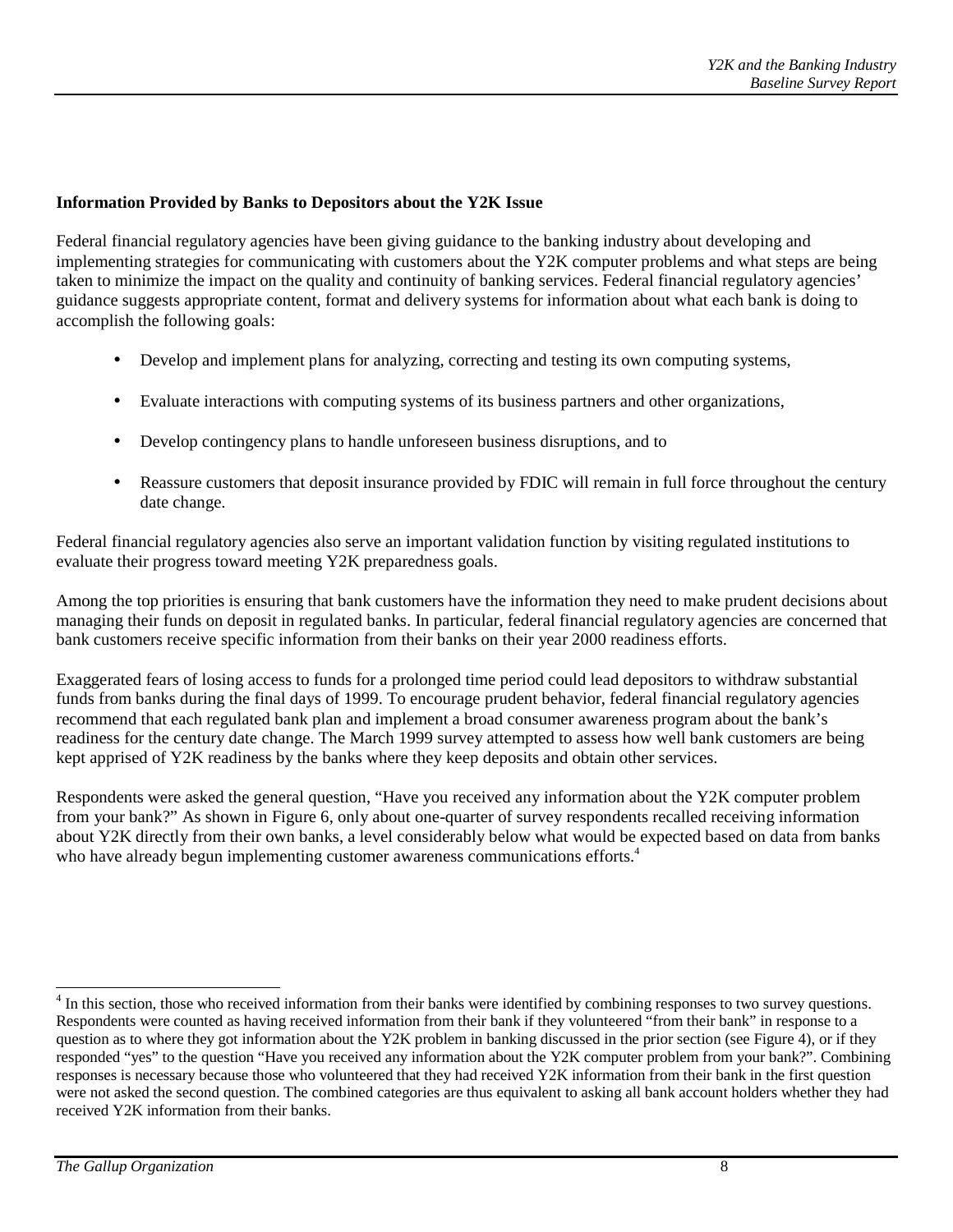**Information Provided by Banks to Depositors about the Y2K Issue**

Federal financial regulatory agencies have been giving guidance to the banking industry about developing and implementing strategies for communicating with customers about the Y2K computer problems and what steps are being taken to minimize the impact on the quality and continuity of banking services. Federal financial regulatory agencies' guidance suggests appropriate content, format and delivery systems for information about what each bank is doing to accomplish the following goals:

- Develop and implement plans for analyzing, correcting and testing its own computing systems,
- Evaluate interactions with computing systems of its business partners and other organizations,
- Develop contingency plans to handle unforeseen business disruptions, and to
- Reassure customers that deposit insurance provided by FDIC will remain in full force throughout the century date change.

Federal financial regulatory agencies also serve an important validation function by visiting regulated institutions to evaluate their progress toward meeting Y2K preparedness goals.

Among the top priorities is ensuring that bank customers have the information they need to make prudent decisions about managing their funds on deposit in regulated banks. In particular, federal financial regulatory agencies are concerned that bank customers receive specific information from their banks on their year 2000 readiness efforts.

Exaggerated fears of losing access to funds for a prolonged time period could lead depositors to withdraw substantial funds from banks during the final days of 1999. To encourage prudent behavior, federal financial regulatory agencies recommend that each regulated bank plan and implement a broad consumer awareness program about the bank's readiness for the century date change. The March 1999 survey attempted to assess how well bank customers are being kept apprised of Y2K readiness by the banks where they keep deposits and obtain other services.

Respondents were asked the general question, "Have you received any information about the Y2K computer problem from your bank?" As shown in Figure 6, only about one-quarter of survey respondents recalled receiving information about Y2K directly from their own banks, a level considerably below what would be expected based on data from banks who have already begun implementing customer awareness communications efforts.[4]

[4] In this section, those who received information from their banks were identified by combining responses to two survey questions. Respondents were counted as having received information from their bank if they volunteered "from their bank" in response to a question as to where they got information about the Y2K problem in banking discussed in the prior section (see Figure 4), or if they responded "yes" to the question "Have you received any information about the Y2K computer problem from your bank?". Combining responses is necessary because those who volunteered that they had received Y2K information from their bank in the first question were not asked the second question. The combined categories are thus equivalent to asking all bank account holders whether they had received Y2K information from their banks.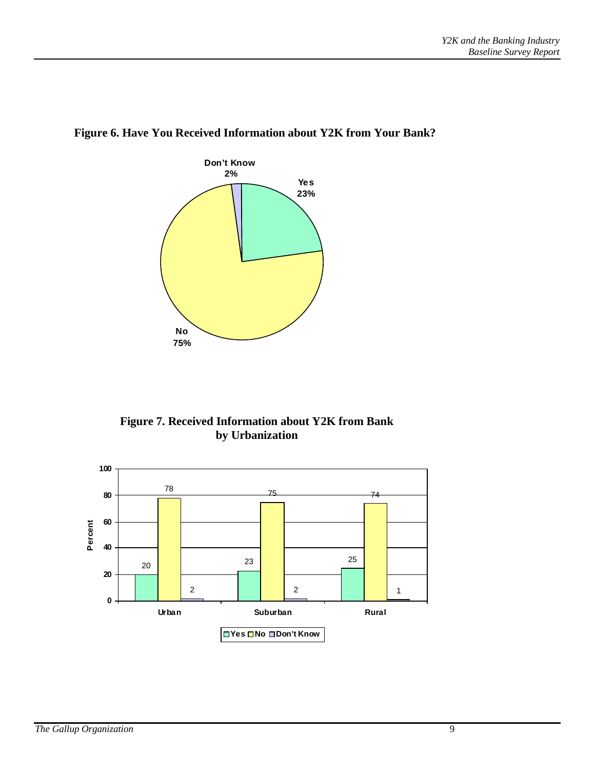**Figure 6. Have You Received Information about Y2K from Your Bank?**

| Response | Percent |
|---|---|
| Yes | 23% |
| No | 75% |
| Don't Know | 2% |

**Figure 7. Received Information about Y2K from Bank by Urbanization**

| | Yes | No | Don't Know |
|---|---|---|---|
| Urban | 20 | 78 | 2 |
| Suburban | 23 | 75 | 2 |
| Rural | 25 | 74 | 1 |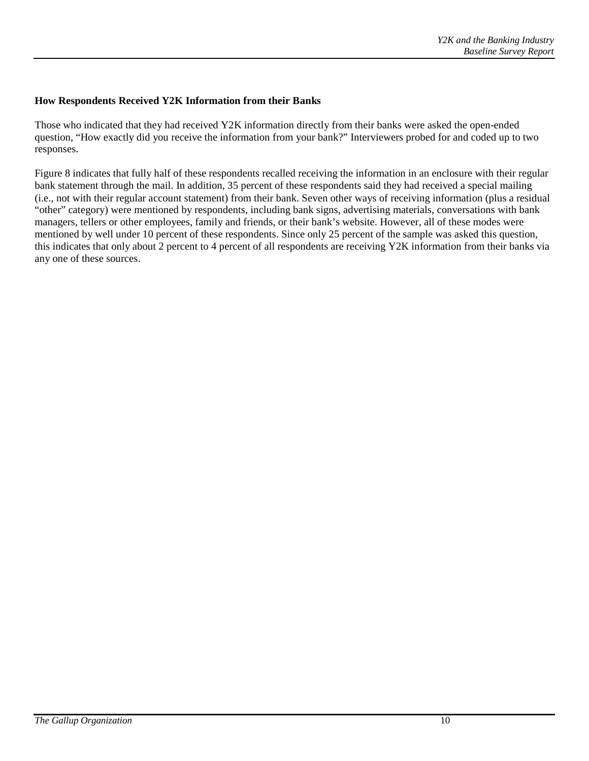### How Respondents Received Y2K Information from their Banks

Those who indicated that they had received Y2K information directly from their banks were asked the open-ended question, "How exactly did you receive the information from your bank?" Interviewers probed for and coded up to two responses.

Figure 8 indicates that fully half of these respondents recalled receiving the information in an enclosure with their regular bank statement through the mail. In addition, 35 percent of these respondents said they had received a special mailing (i.e., not with their regular account statement) from their bank. Seven other ways of receiving information (plus a residual "other" category) were mentioned by respondents, including bank signs, advertising materials, conversations with bank managers, tellers or other employees, family and friends, or their bank's website. However, all of these modes were mentioned by well under 10 percent of these respondents. Since only 25 percent of the sample was asked this question, this indicates that only about 2 percent to 4 percent of all respondents are receiving Y2K information from their banks via any one of these sources.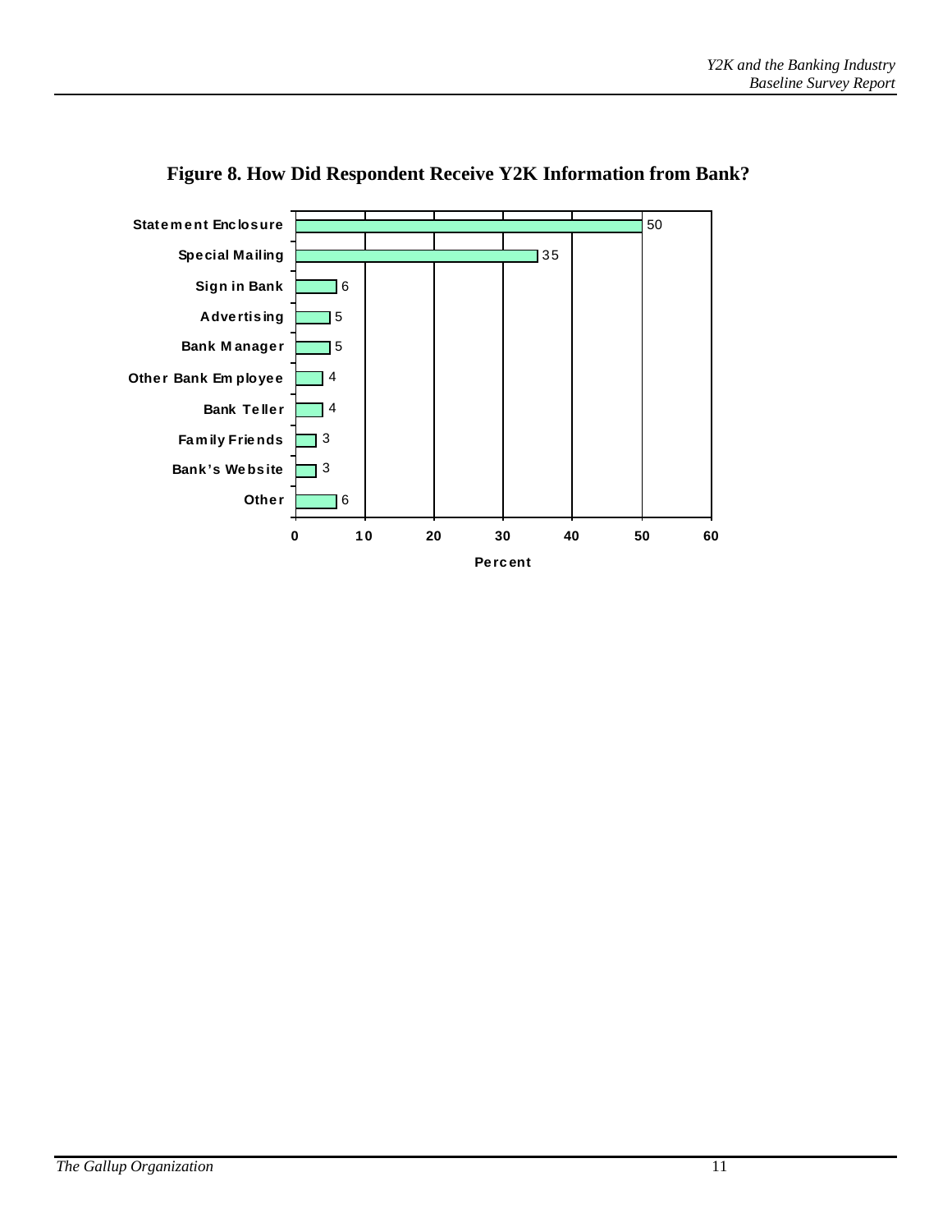**Figure 8. How Did Respondent Receive Y2K Information from Bank?**

| Source | Percent |
|---|---|
| Statement Enclosure | 50 |
| Special Mailing | 35 |
| Sign in Bank | 6 |
| Advertising | 5 |
| Bank Manager | 5 |
| Other Bank Employee | 4 |
| Bank Teller | 4 |
| Family Friends | 3 |
| Bank's Website | 3 |
| Other | 6 |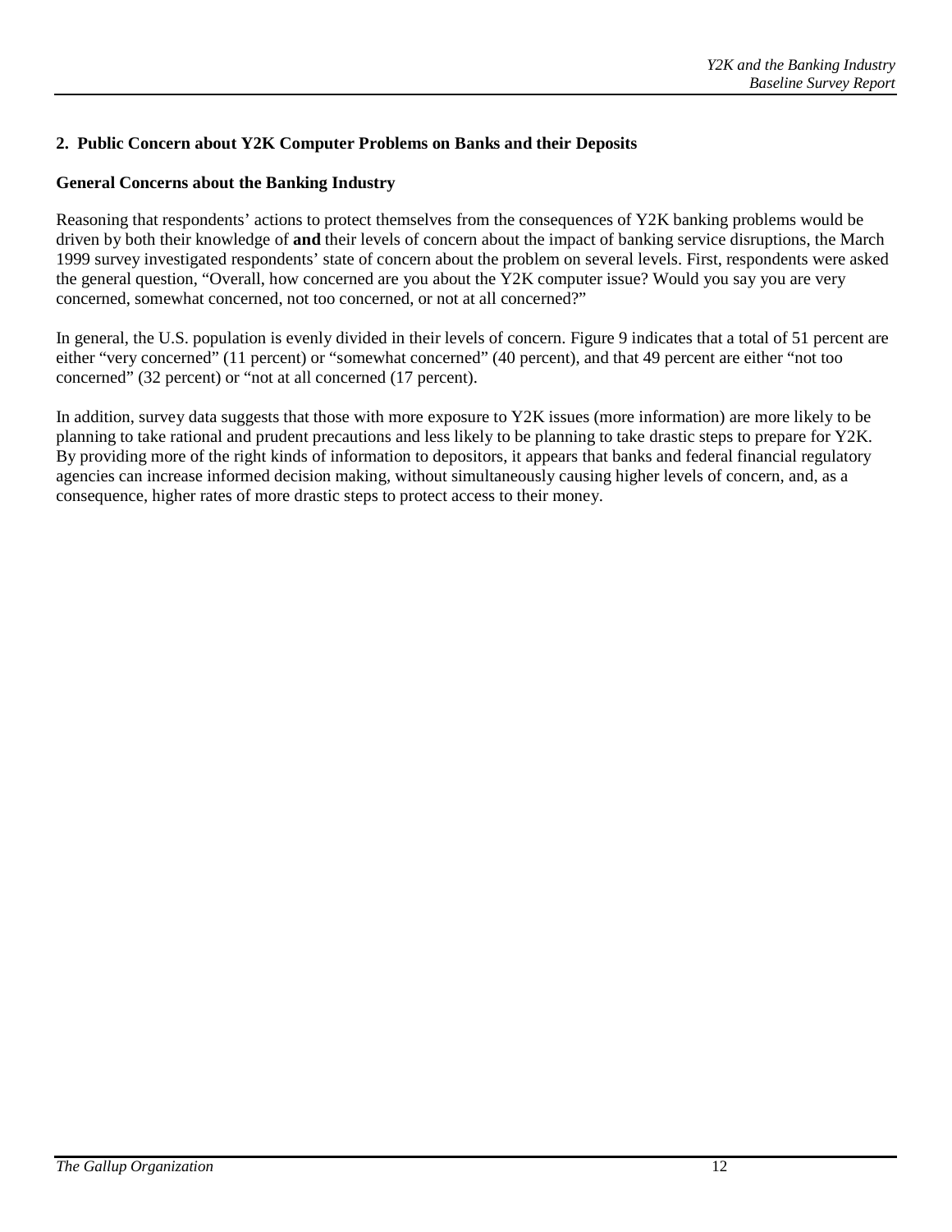## 2. Public Concern about Y2K Computer Problems on Banks and their Deposits

### General Concerns about the Banking Industry

Reasoning that respondents' actions to protect themselves from the consequences of Y2K banking problems would be driven by both their knowledge of **and** their levels of concern about the impact of banking service disruptions, the March 1999 survey investigated respondents' state of concern about the problem on several levels. First, respondents were asked the general question, "Overall, how concerned are you about the Y2K computer issue? Would you say you are very concerned, somewhat concerned, not too concerned, or not at all concerned?"

In general, the U.S. population is evenly divided in their levels of concern. Figure 9 indicates that a total of 51 percent are either "very concerned" (11 percent) or "somewhat concerned" (40 percent), and that 49 percent are either "not too concerned" (32 percent) or "not at all concerned (17 percent).

In addition, survey data suggests that those with more exposure to Y2K issues (more information) are more likely to be planning to take rational and prudent precautions and less likely to be planning to take drastic steps to prepare for Y2K. By providing more of the right kinds of information to depositors, it appears that banks and federal financial regulatory agencies can increase informed decision making, without simultaneously causing higher levels of concern, and, as a consequence, higher rates of more drastic steps to protect access to their money.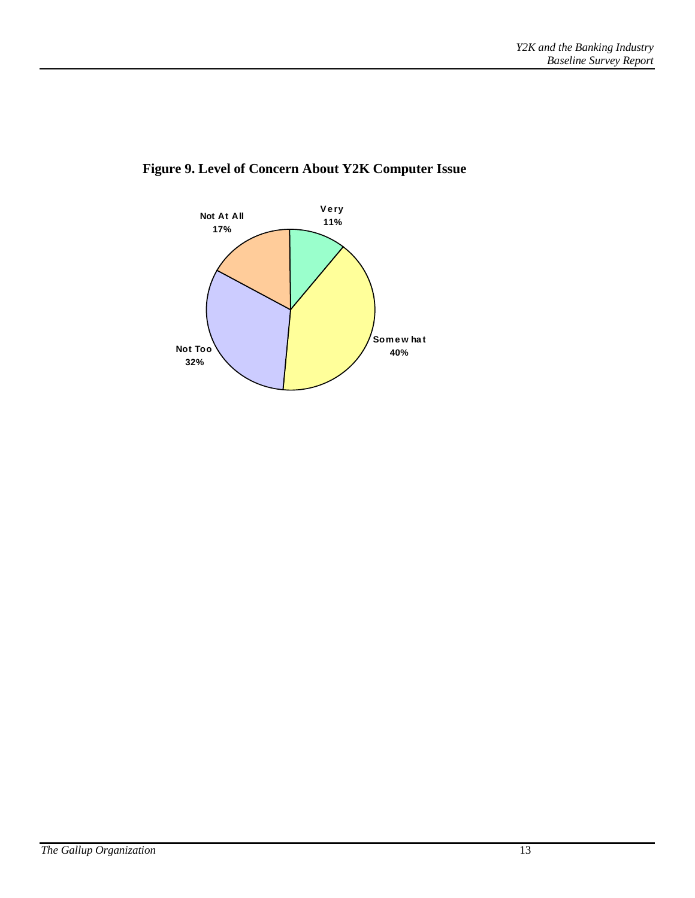**Figure 9. Level of Concern About Y2K Computer Issue**

| Level of Concern | Percent |
| --- | --- |
| Very | 11% |
| Somewhat | 40% |
| Not Too | 32% |
| Not At All | 17% |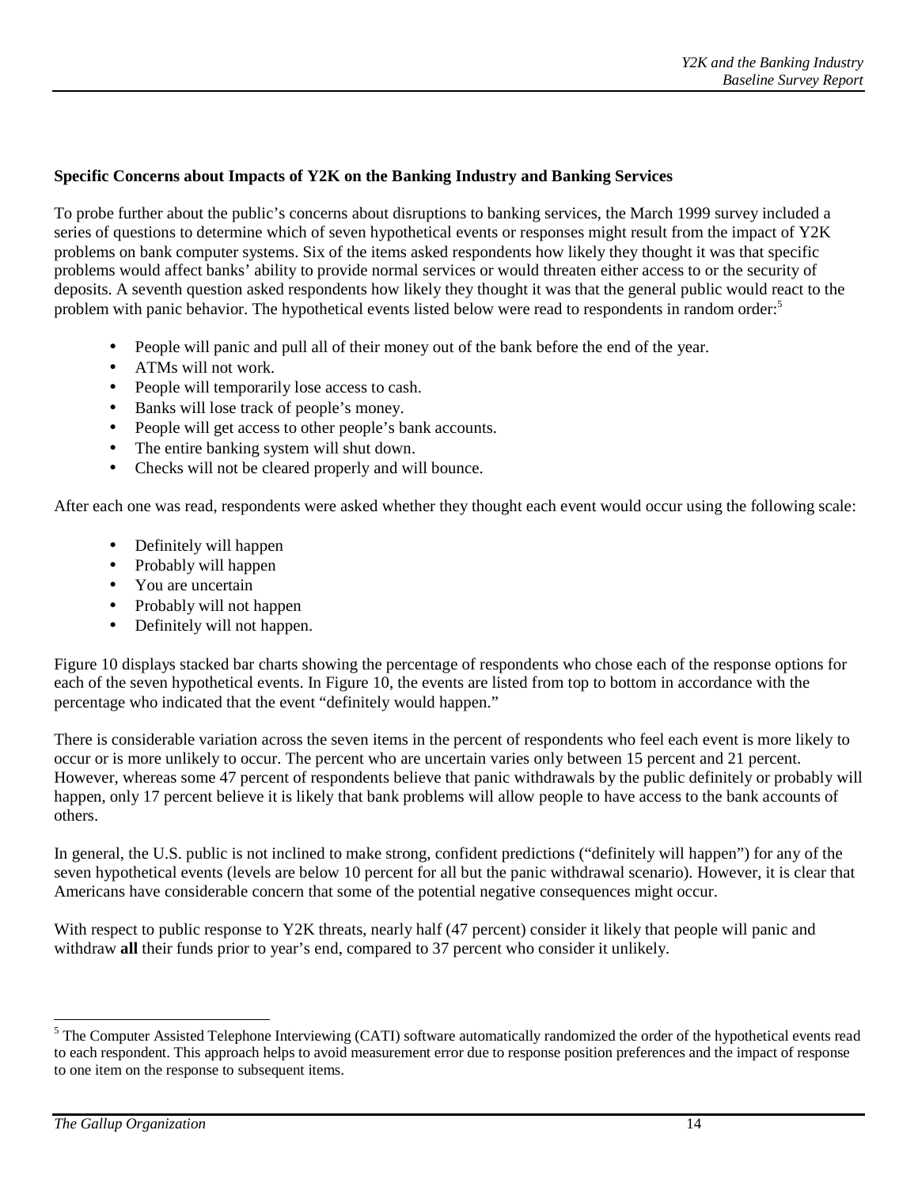**Specific Concerns about Impacts of Y2K on the Banking Industry and Banking Services**

To probe further about the public's concerns about disruptions to banking services, the March 1999 survey included a series of questions to determine which of seven hypothetical events or responses might result from the impact of Y2K problems on bank computer systems. Six of the items asked respondents how likely they thought it was that specific problems would affect banks' ability to provide normal services or would threaten either access to or the security of deposits. A seventh question asked respondents how likely they thought it was that the general public would react to the problem with panic behavior. The hypothetical events listed below were read to respondents in random order:[5]

- People will panic and pull all of their money out of the bank before the end of the year.
- ATMs will not work.
- People will temporarily lose access to cash.
- Banks will lose track of people's money.
- People will get access to other people's bank accounts.
- The entire banking system will shut down.
- Checks will not be cleared properly and will bounce.

After each one was read, respondents were asked whether they thought each event would occur using the following scale:

- Definitely will happen
- Probably will happen
- You are uncertain
- Probably will not happen
- Definitely will not happen.

Figure 10 displays stacked bar charts showing the percentage of respondents who chose each of the response options for each of the seven hypothetical events. In Figure 10, the events are listed from top to bottom in accordance with the percentage who indicated that the event "definitely would happen."

There is considerable variation across the seven items in the percent of respondents who feel each event is more likely to occur or is more unlikely to occur. The percent who are uncertain varies only between 15 percent and 21 percent. However, whereas some 47 percent of respondents believe that panic withdrawals by the public definitely or probably will happen, only 17 percent believe it is likely that bank problems will allow people to have access to the bank accounts of others.

In general, the U.S. public is not inclined to make strong, confident predictions ("definitely will happen") for any of the seven hypothetical events (levels are below 10 percent for all but the panic withdrawal scenario). However, it is clear that Americans have considerable concern that some of the potential negative consequences might occur.

With respect to public response to Y2K threats, nearly half (47 percent) consider it likely that people will panic and withdraw **all** their funds prior to year's end, compared to 37 percent who consider it unlikely.

[5] The Computer Assisted Telephone Interviewing (CATI) software automatically randomized the order of the hypothetical events read to each respondent. This approach helps to avoid measurement error due to response position preferences and the impact of response to one item on the response to subsequent items.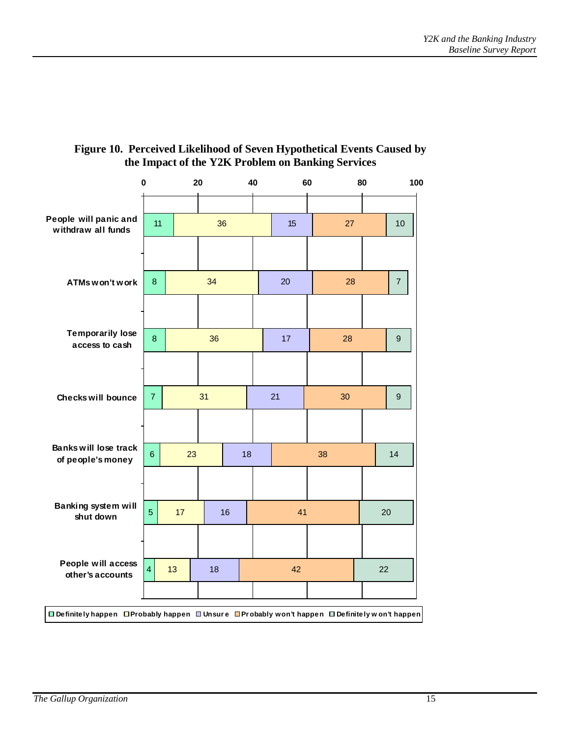**Figure 10. Perceived Likelihood of Seven Hypothetical Events Caused by the Impact of the Y2K Problem on Banking Services**

| | Definitely happen | Probably happen | Unsure | Probably won't happen | Definitely won't happen |
|---|---|---|---|---|---|
| People will panic and withdraw all funds | 11 | 36 | 15 | 27 | 10 |
| ATMs won't work | 8 | 34 | 20 | 28 | 7 |
| Temporarily lose access to cash | 8 | 36 | 17 | 28 | 9 |
| Checks will bounce | 7 | 31 | 21 | 30 | 9 |
| Banks will lose track of people's money | 6 | 23 | 18 | 38 | 14 |
| Banking system will shut down | 5 | 17 | 16 | 41 | 20 |
| People will access other's accounts | 4 | 13 | 18 | 42 | 22 |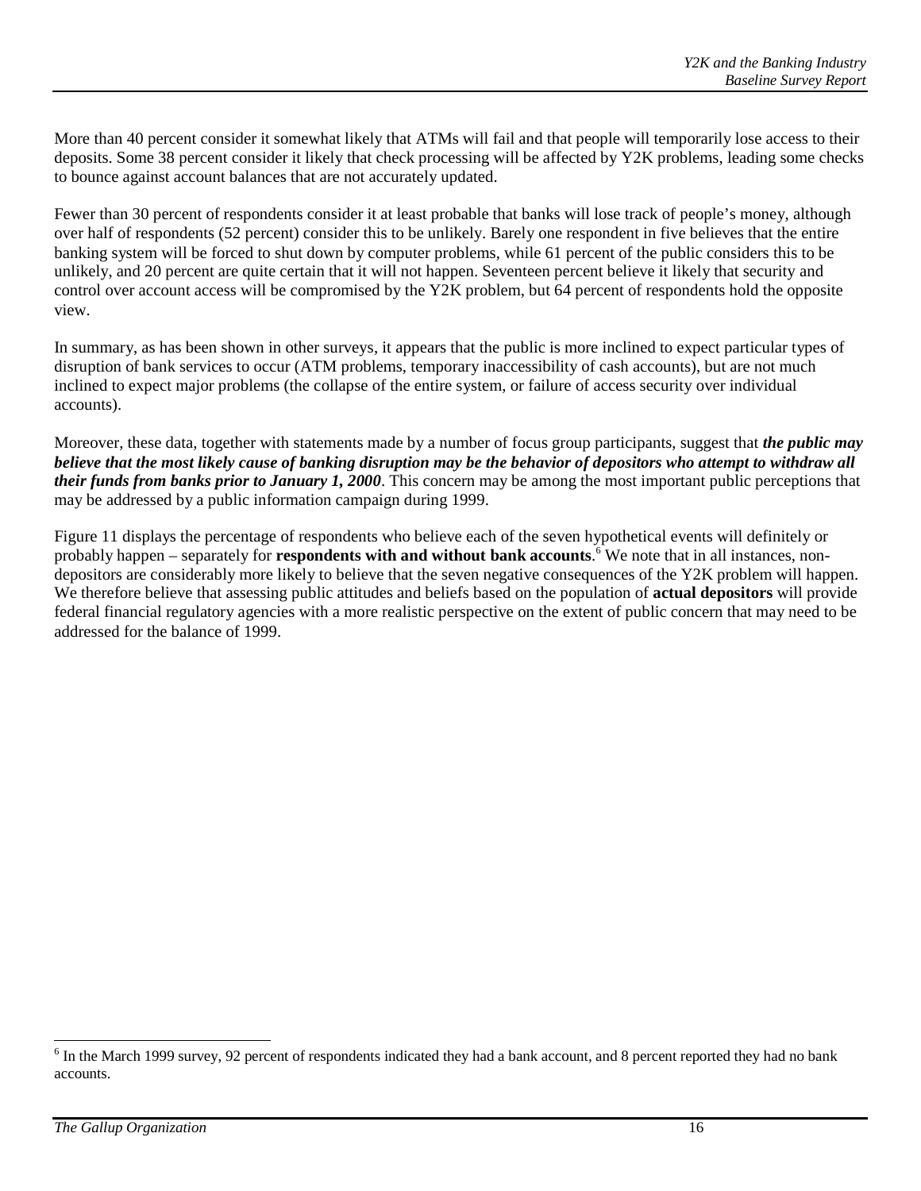More than 40 percent consider it somewhat likely that ATMs will fail and that people will temporarily lose access to their deposits. Some 38 percent consider it likely that check processing will be affected by Y2K problems, leading some checks to bounce against account balances that are not accurately updated.

Fewer than 30 percent of respondents consider it at least probable that banks will lose track of people's money, although over half of respondents (52 percent) consider this to be unlikely. Barely one respondent in five believes that the entire banking system will be forced to shut down by computer problems, while 61 percent of the public considers this to be unlikely, and 20 percent are quite certain that it will not happen. Seventeen percent believe it likely that security and control over account access will be compromised by the Y2K problem, but 64 percent of respondents hold the opposite view.

In summary, as has been shown in other surveys, it appears that the public is more inclined to expect particular types of disruption of bank services to occur (ATM problems, temporary inaccessibility of cash accounts), but are not much inclined to expect major problems (the collapse of the entire system, or failure of access security over individual accounts).

Moreover, these data, together with statements made by a number of focus group participants, suggest that ***the public may believe that the most likely cause of banking disruption may be the behavior of depositors who attempt to withdraw all their funds from banks prior to January 1, 2000***. This concern may be among the most important public perceptions that may be addressed by a public information campaign during 1999.

Figure 11 displays the percentage of respondents who believe each of the seven hypothetical events will definitely or probably happen – separately for **respondents with and without bank accounts**.[6] We note that in all instances, non-depositors are considerably more likely to believe that the seven negative consequences of the Y2K problem will happen. We therefore believe that assessing public attitudes and beliefs based on the population of **actual depositors** will provide federal financial regulatory agencies with a more realistic perspective on the extent of public concern that may need to be addressed for the balance of 1999.

[6] In the March 1999 survey, 92 percent of respondents indicated they had a bank account, and 8 percent reported they had no bank accounts.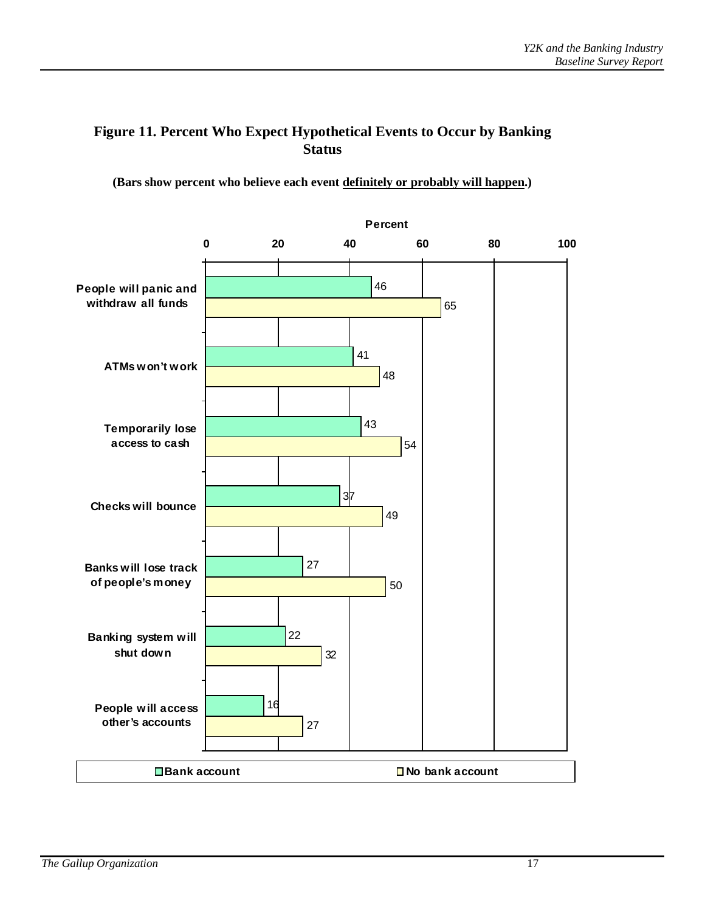## Figure 11. Percent Who Expect Hypothetical Events to Occur by Banking Status

**(Bars show percent who believe each event definitely or probably will happen.)**

| Event | Bank account | No bank account |
|---|---|---|
| People will panic and withdraw all funds | 46 | 65 |
| ATMs won't work | 41 | 48 |
| Temporarily lose access to cash | 43 | 54 |
| Checks will bounce | 37 | 49 |
| Banks will lose track of people's money | 27 | 50 |
| Banking system will shut down | 22 | 32 |
| People will access other's accounts | 16 | 27 |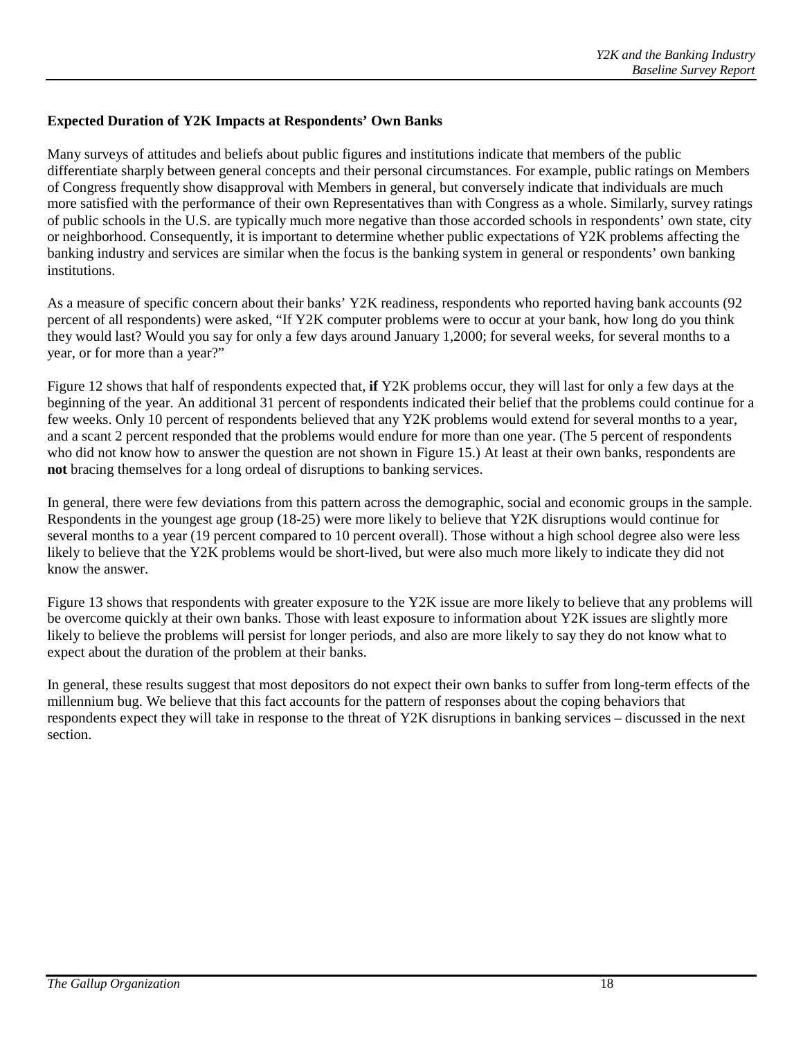**Expected Duration of Y2K Impacts at Respondents' Own Banks**

Many surveys of attitudes and beliefs about public figures and institutions indicate that members of the public differentiate sharply between general concepts and their personal circumstances. For example, public ratings on Members of Congress frequently show disapproval with Members in general, but conversely indicate that individuals are much more satisfied with the performance of their own Representatives than with Congress as a whole. Similarly, survey ratings of public schools in the U.S. are typically much more negative than those accorded schools in respondents' own state, city or neighborhood. Consequently, it is important to determine whether public expectations of Y2K problems affecting the banking industry and services are similar when the focus is the banking system in general or respondents' own banking institutions.

As a measure of specific concern about their banks' Y2K readiness, respondents who reported having bank accounts (92 percent of all respondents) were asked, "If Y2K computer problems were to occur at your bank, how long do you think they would last? Would you say for only a few days around January 1,2000; for several weeks, for several months to a year, or for more than a year?"

Figure 12 shows that half of respondents expected that, **if** Y2K problems occur, they will last for only a few days at the beginning of the year. An additional 31 percent of respondents indicated their belief that the problems could continue for a few weeks. Only 10 percent of respondents believed that any Y2K problems would extend for several months to a year, and a scant 2 percent responded that the problems would endure for more than one year. (The 5 percent of respondents who did not know how to answer the question are not shown in Figure 15.) At least at their own banks, respondents are **not** bracing themselves for a long ordeal of disruptions to banking services.

In general, there were few deviations from this pattern across the demographic, social and economic groups in the sample. Respondents in the youngest age group (18-25) were more likely to believe that Y2K disruptions would continue for several months to a year (19 percent compared to 10 percent overall). Those without a high school degree also were less likely to believe that the Y2K problems would be short-lived, but were also much more likely to indicate they did not know the answer.

Figure 13 shows that respondents with greater exposure to the Y2K issue are more likely to believe that any problems will be overcome quickly at their own banks. Those with least exposure to information about Y2K issues are slightly more likely to believe the problems will persist for longer periods, and also are more likely to say they do not know what to expect about the duration of the problem at their banks.

In general, these results suggest that most depositors do not expect their own banks to suffer from long-term effects of the millennium bug. We believe that this fact accounts for the pattern of responses about the coping behaviors that respondents expect they will take in response to the threat of Y2K disruptions in banking services – discussed in the next section.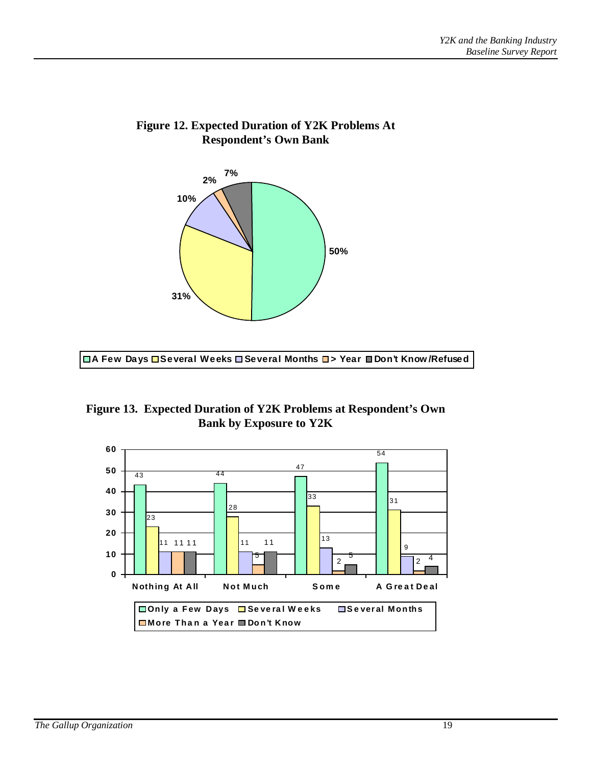**Figure 12. Expected Duration of Y2K Problems At Respondent's Own Bank**

| Response | Percent |
|---|---|
| A Few Days | 50% |
| Several Weeks | 31% |
| Several Months | 10% |
| > Year | 2% |
| Don't Know/Refused | 7% |

**Figure 13. Expected Duration of Y2K Problems at Respondent's Own Bank by Exposure to Y2K**

| Exposure | Only a Few Days | Several Weeks | Several Months | More Than a Year | Don't Know |
|---|---|---|---|---|---|
| Nothing At All | 43 | 23 | 11 | 11 | 11 |
| Not Much | 44 | 28 | 11 | 5 | 11 |
| Some | 47 | 33 | 13 | 2 | 5 |
| A Great Deal | 54 | 31 | 9 | 2 | 4 |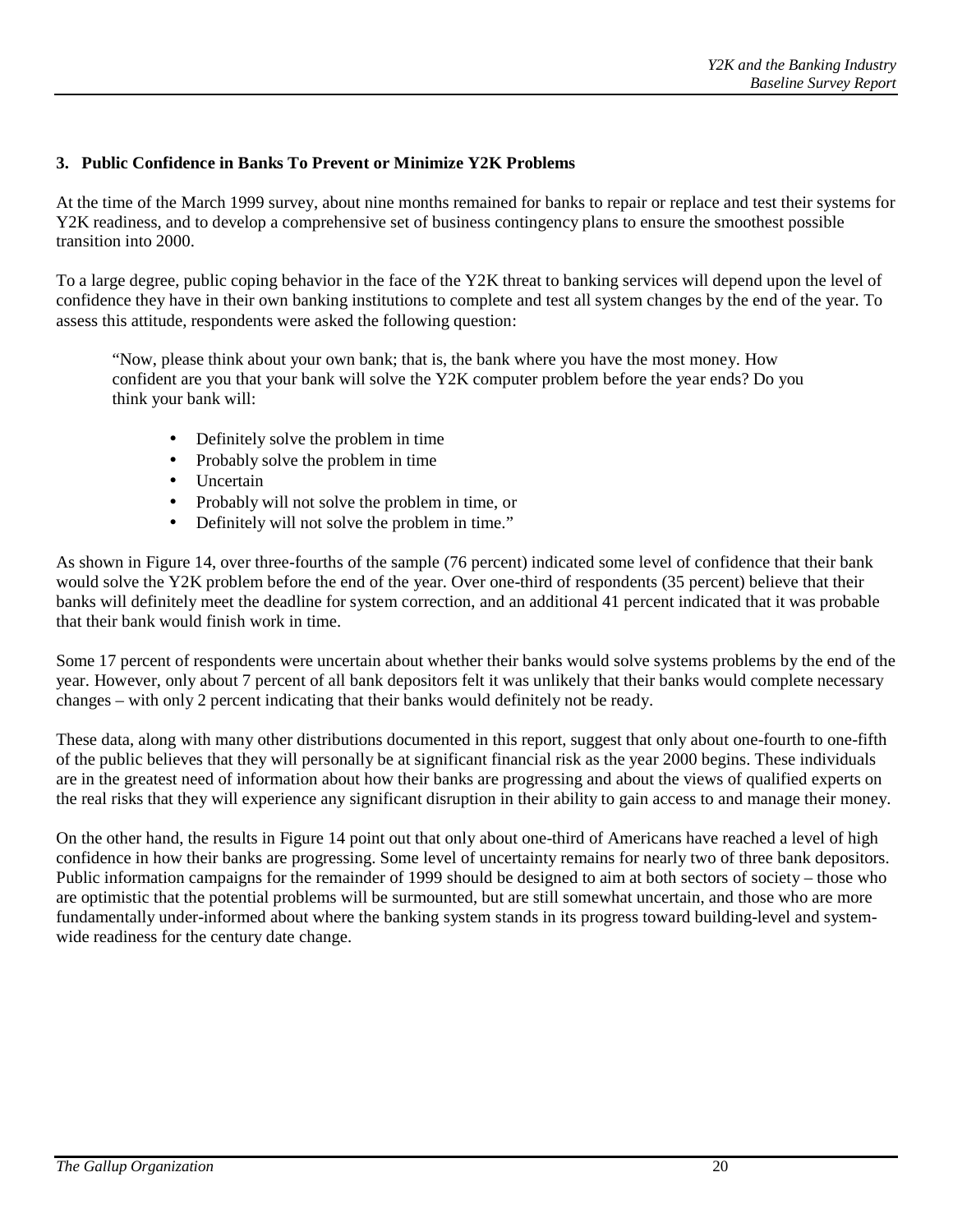### 3. Public Confidence in Banks To Prevent or Minimize Y2K Problems

At the time of the March 1999 survey, about nine months remained for banks to repair or replace and test their systems for Y2K readiness, and to develop a comprehensive set of business contingency plans to ensure the smoothest possible transition into 2000.

To a large degree, public coping behavior in the face of the Y2K threat to banking services will depend upon the level of confidence they have in their own banking institutions to complete and test all system changes by the end of the year. To assess this attitude, respondents were asked the following question:

> "Now, please think about your own bank; that is, the bank where you have the most money. How confident are you that your bank will solve the Y2K computer problem before the year ends? Do you think your bank will:
>
> - Definitely solve the problem in time
> - Probably solve the problem in time
> - Uncertain
> - Probably will not solve the problem in time, or
> - Definitely will not solve the problem in time."

As shown in Figure 14, over three-fourths of the sample (76 percent) indicated some level of confidence that their bank would solve the Y2K problem before the end of the year. Over one-third of respondents (35 percent) believe that their banks will definitely meet the deadline for system correction, and an additional 41 percent indicated that it was probable that their bank would finish work in time.

Some 17 percent of respondents were uncertain about whether their banks would solve systems problems by the end of the year. However, only about 7 percent of all bank depositors felt it was unlikely that their banks would complete necessary changes – with only 2 percent indicating that their banks would definitely not be ready.

These data, along with many other distributions documented in this report, suggest that only about one-fourth to one-fifth of the public believes that they will personally be at significant financial risk as the year 2000 begins. These individuals are in the greatest need of information about how their banks are progressing and about the views of qualified experts on the real risks that they will experience any significant disruption in their ability to gain access to and manage their money.

On the other hand, the results in Figure 14 point out that only about one-third of Americans have reached a level of high confidence in how their banks are progressing. Some level of uncertainty remains for nearly two of three bank depositors. Public information campaigns for the remainder of 1999 should be designed to aim at both sectors of society – those who are optimistic that the potential problems will be surmounted, but are still somewhat uncertain, and those who are more fundamentally under-informed about where the banking system stands in its progress toward building-level and system-wide readiness for the century date change.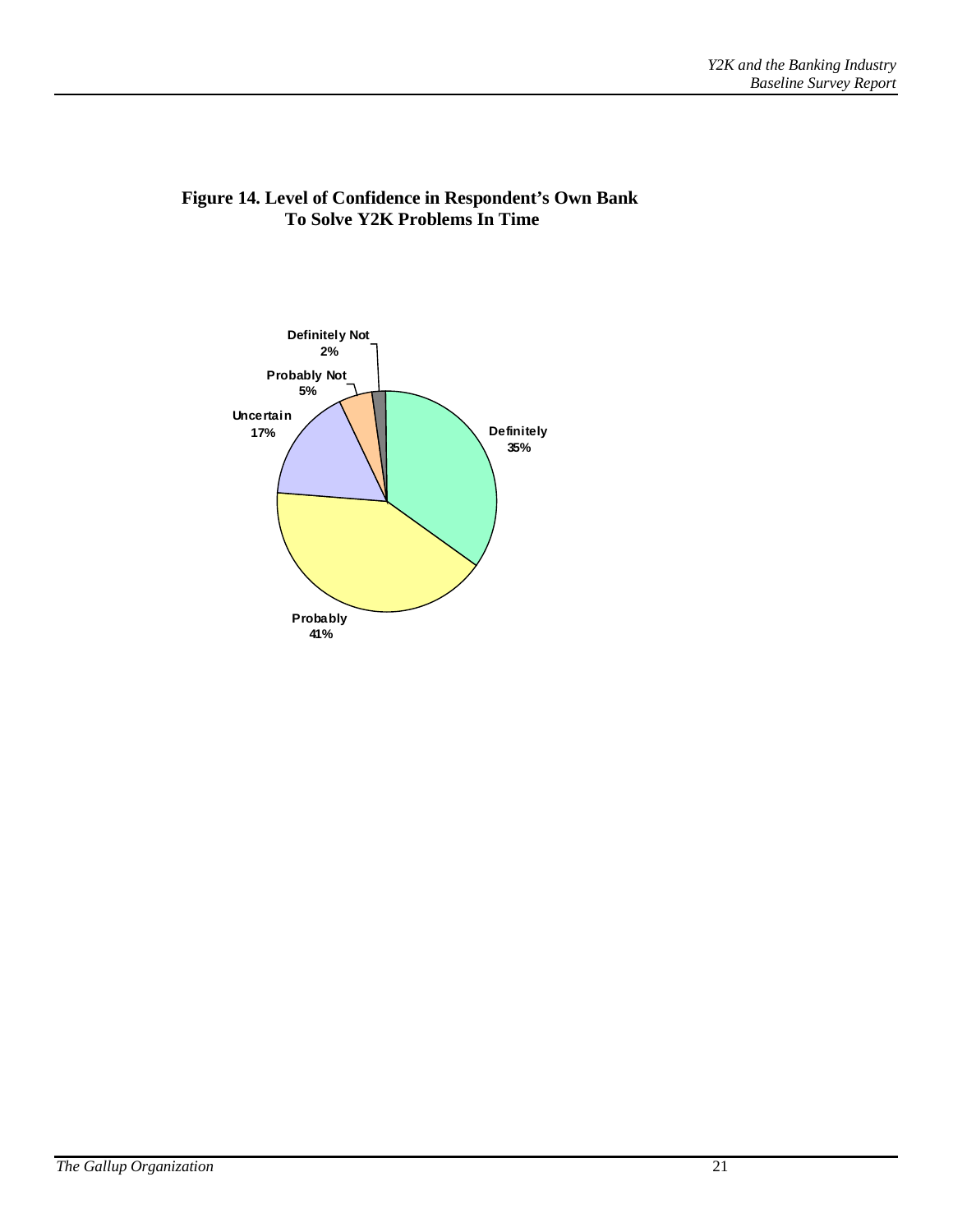**Figure 14. Level of Confidence in Respondent's Own Bank To Solve Y2K Problems In Time**

| Response | Percent |
|---|---|
| Definitely | 35% |
| Probably | 41% |
| Uncertain | 17% |
| Probably Not | 5% |
| Definitely Not | 2% |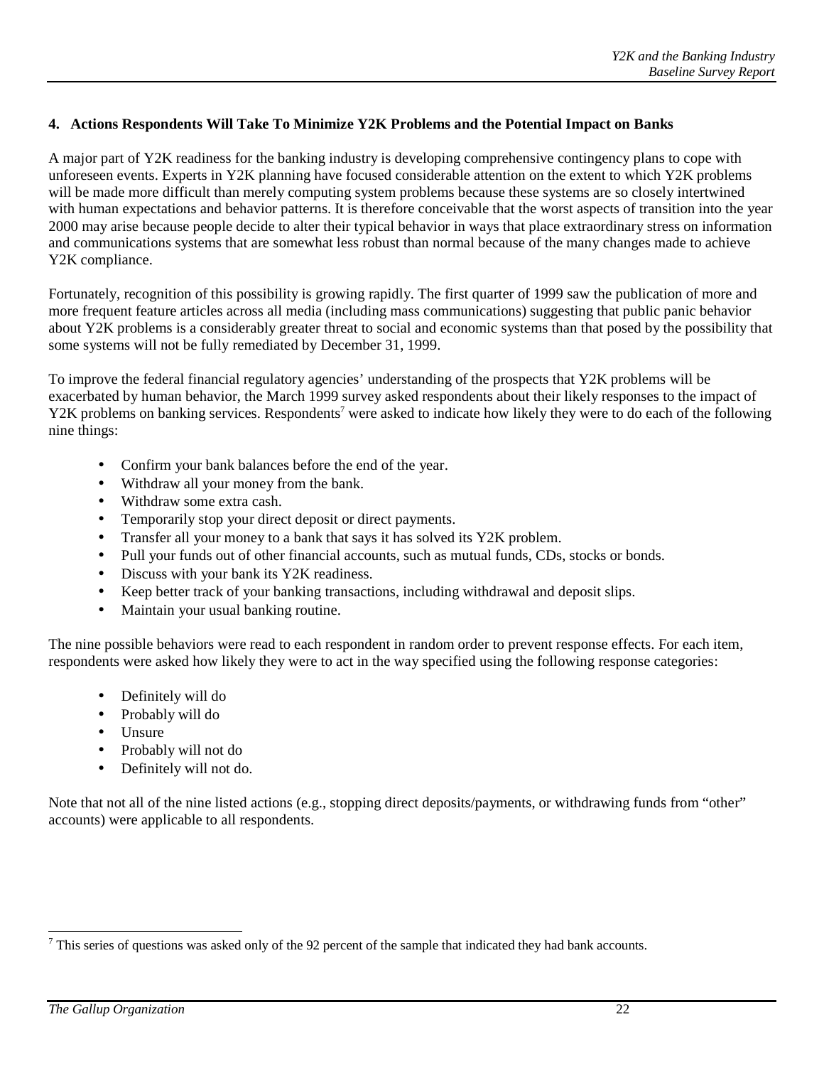## 4. Actions Respondents Will Take To Minimize Y2K Problems and the Potential Impact on Banks

A major part of Y2K readiness for the banking industry is developing comprehensive contingency plans to cope with unforeseen events. Experts in Y2K planning have focused considerable attention on the extent to which Y2K problems will be made more difficult than merely computing system problems because these systems are so closely intertwined with human expectations and behavior patterns. It is therefore conceivable that the worst aspects of transition into the year 2000 may arise because people decide to alter their typical behavior in ways that place extraordinary stress on information and communications systems that are somewhat less robust than normal because of the many changes made to achieve Y2K compliance.

Fortunately, recognition of this possibility is growing rapidly. The first quarter of 1999 saw the publication of more and more frequent feature articles across all media (including mass communications) suggesting that public panic behavior about Y2K problems is a considerably greater threat to social and economic systems than that posed by the possibility that some systems will not be fully remediated by December 31, 1999.

To improve the federal financial regulatory agencies' understanding of the prospects that Y2K problems will be exacerbated by human behavior, the March 1999 survey asked respondents about their likely responses to the impact of Y2K problems on banking services. Respondents[7] were asked to indicate how likely they were to do each of the following nine things:

- Confirm your bank balances before the end of the year.
- Withdraw all your money from the bank.
- Withdraw some extra cash.
- Temporarily stop your direct deposit or direct payments.
- Transfer all your money to a bank that says it has solved its Y2K problem.
- Pull your funds out of other financial accounts, such as mutual funds, CDs, stocks or bonds.
- Discuss with your bank its Y2K readiness.
- Keep better track of your banking transactions, including withdrawal and deposit slips.
- Maintain your usual banking routine.

The nine possible behaviors were read to each respondent in random order to prevent response effects. For each item, respondents were asked how likely they were to act in the way specified using the following response categories:

- Definitely will do
- Probably will do
- Unsure
- Probably will not do
- Definitely will not do.

Note that not all of the nine listed actions (e.g., stopping direct deposits/payments, or withdrawing funds from "other" accounts) were applicable to all respondents.

[7] This series of questions was asked only of the 92 percent of the sample that indicated they had bank accounts.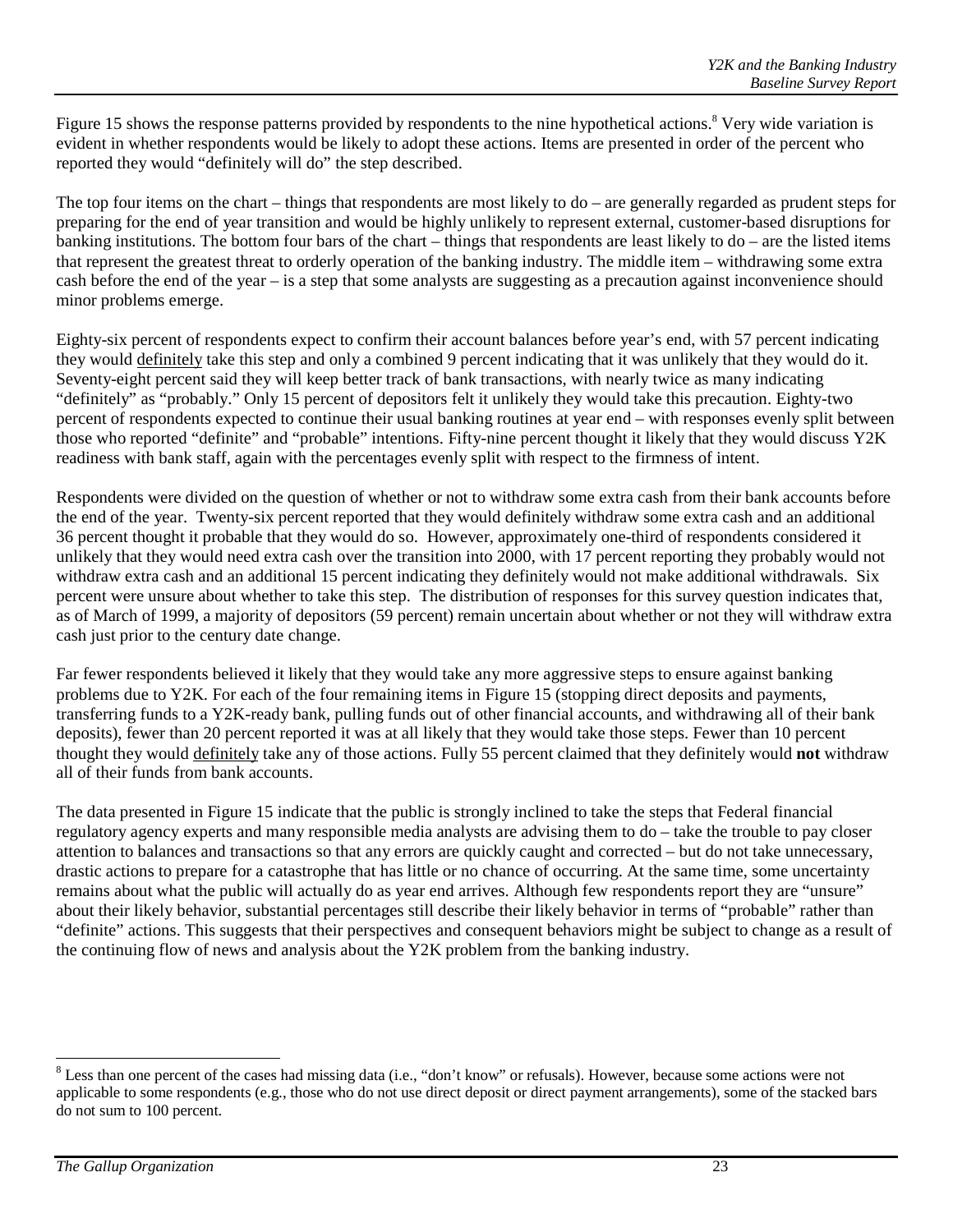Figure 15 shows the response patterns provided by respondents to the nine hypothetical actions.[8] Very wide variation is evident in whether respondents would be likely to adopt these actions. Items are presented in order of the percent who reported they would "definitely will do" the step described.

The top four items on the chart – things that respondents are most likely to do – are generally regarded as prudent steps for preparing for the end of year transition and would be highly unlikely to represent external, customer-based disruptions for banking institutions. The bottom four bars of the chart – things that respondents are least likely to do – are the listed items that represent the greatest threat to orderly operation of the banking industry. The middle item – withdrawing some extra cash before the end of the year – is a step that some analysts are suggesting as a precaution against inconvenience should minor problems emerge.

Eighty-six percent of respondents expect to confirm their account balances before year's end, with 57 percent indicating they would definitely take this step and only a combined 9 percent indicating that it was unlikely that they would do it. Seventy-eight percent said they will keep better track of bank transactions, with nearly twice as many indicating "definitely" as "probably." Only 15 percent of depositors felt it unlikely they would take this precaution. Eighty-two percent of respondents expected to continue their usual banking routines at year end – with responses evenly split between those who reported "definite" and "probable" intentions. Fifty-nine percent thought it likely that they would discuss Y2K readiness with bank staff, again with the percentages evenly split with respect to the firmness of intent.

Respondents were divided on the question of whether or not to withdraw some extra cash from their bank accounts before the end of the year. Twenty-six percent reported that they would definitely withdraw some extra cash and an additional 36 percent thought it probable that they would do so. However, approximately one-third of respondents considered it unlikely that they would need extra cash over the transition into 2000, with 17 percent reporting they probably would not withdraw extra cash and an additional 15 percent indicating they definitely would not make additional withdrawals. Six percent were unsure about whether to take this step. The distribution of responses for this survey question indicates that, as of March of 1999, a majority of depositors (59 percent) remain uncertain about whether or not they will withdraw extra cash just prior to the century date change.

Far fewer respondents believed it likely that they would take any more aggressive steps to ensure against banking problems due to Y2K. For each of the four remaining items in Figure 15 (stopping direct deposits and payments, transferring funds to a Y2K-ready bank, pulling funds out of other financial accounts, and withdrawing all of their bank deposits), fewer than 20 percent reported it was at all likely that they would take those steps. Fewer than 10 percent thought they would definitely take any of those actions. Fully 55 percent claimed that they definitely would **not** withdraw all of their funds from bank accounts.

The data presented in Figure 15 indicate that the public is strongly inclined to take the steps that Federal financial regulatory agency experts and many responsible media analysts are advising them to do – take the trouble to pay closer attention to balances and transactions so that any errors are quickly caught and corrected – but do not take unnecessary, drastic actions to prepare for a catastrophe that has little or no chance of occurring. At the same time, some uncertainty remains about what the public will actually do as year end arrives. Although few respondents report they are "unsure" about their likely behavior, substantial percentages still describe their likely behavior in terms of "probable" rather than "definite" actions. This suggests that their perspectives and consequent behaviors might be subject to change as a result of the continuing flow of news and analysis about the Y2K problem from the banking industry.

---

[8] Less than one percent of the cases had missing data (i.e., "don't know" or refusals). However, because some actions were not applicable to some respondents (e.g., those who do not use direct deposit or direct payment arrangements), some of the stacked bars do not sum to 100 percent.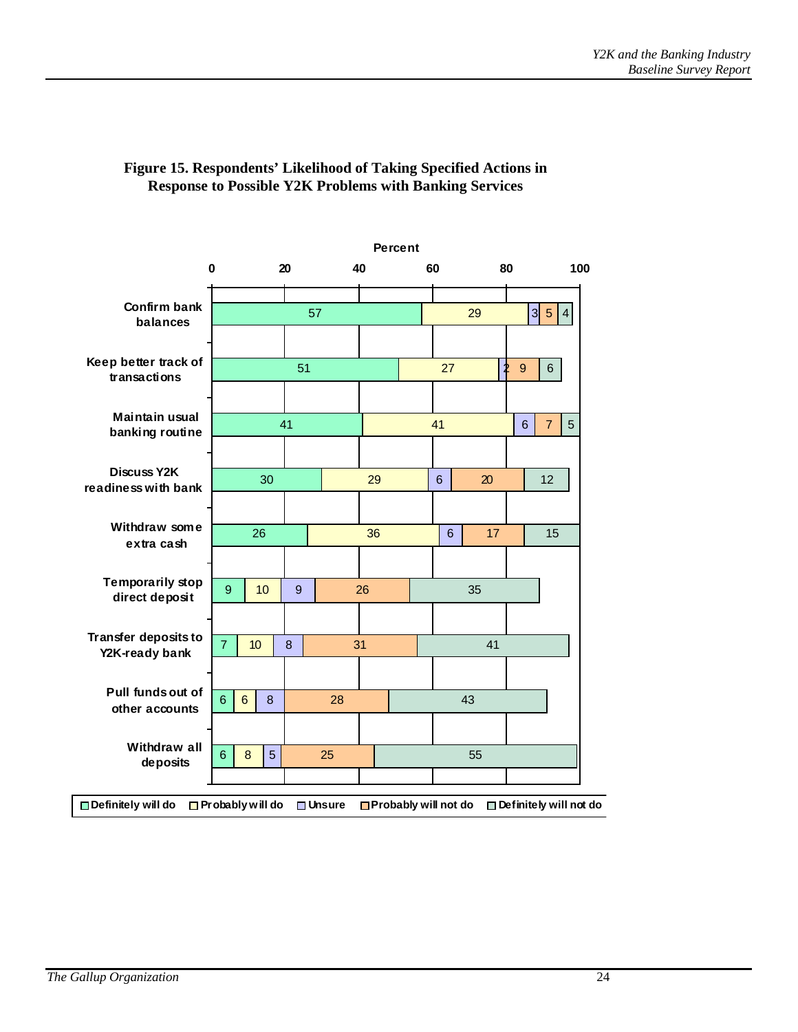**Figure 15. Respondents' Likelihood of Taking Specified Actions in Response to Possible Y2K Problems with Banking Services**

| Action | Definitely will do | Probably will do | Unsure | Probably will not do | Definitely will not do |
|---|---|---|---|---|---|
| Confirm bank balances | 57 | 29 | 3 | 5 | 4 |
| Keep better track of transactions | 51 | 27 | 2 | 9 | 6 |
| Maintain usual banking routine | 41 | 41 | 6 | 7 | 5 |
| Discuss Y2K readiness with bank | 30 | 29 | 6 | 20 | 12 |
| Withdraw some extra cash | 26 | 36 | 6 | 17 | 15 |
| Temporarily stop direct deposit | 9 | 10 | 9 | 26 | 35 |
| Transfer deposits to Y2K-ready bank | 7 | 10 | 8 | 31 | 41 |
| Pull funds out of other accounts | 6 | 6 | 8 | 28 | 43 |
| Withdraw all deposits | 6 | 8 | 5 | 25 | 55 |

Percent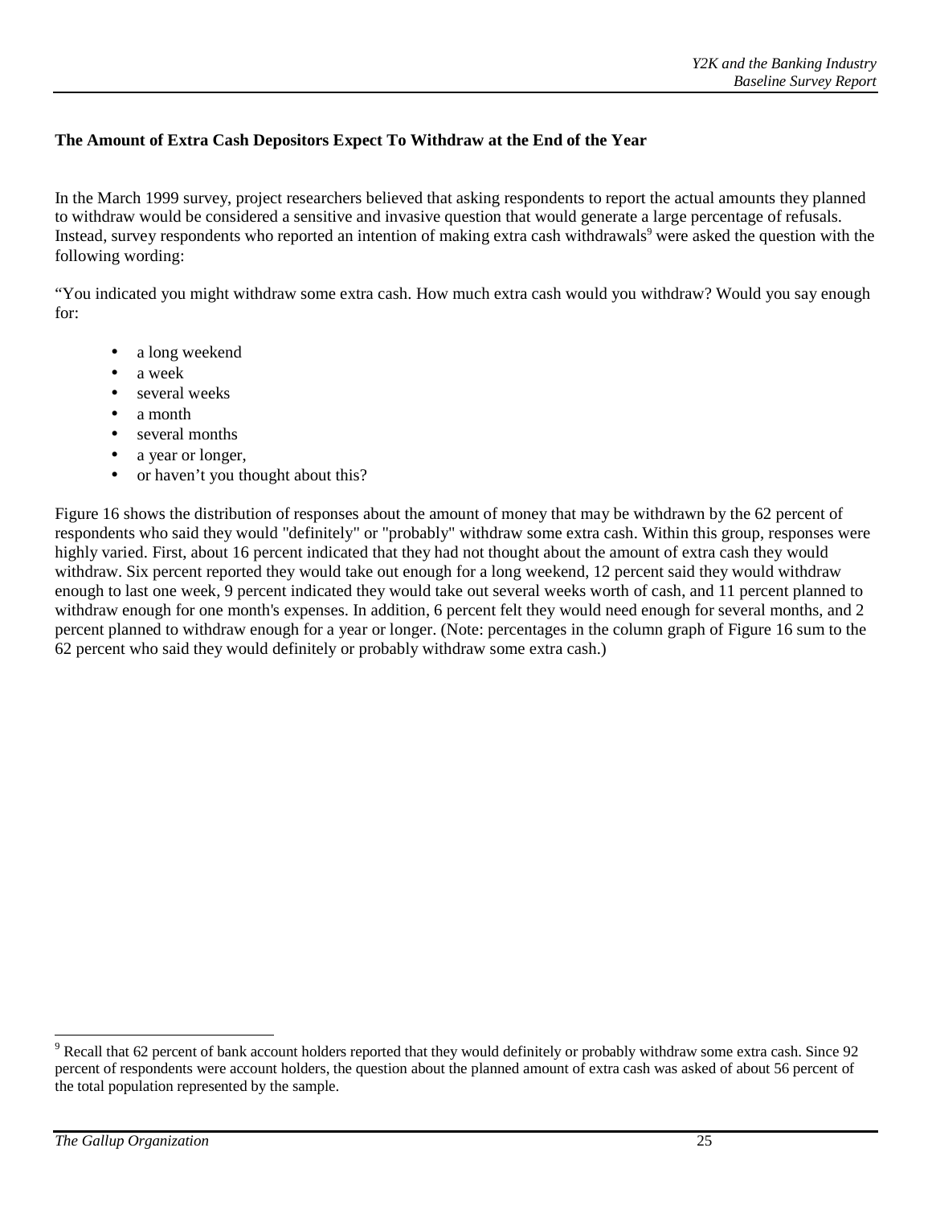### The Amount of Extra Cash Depositors Expect To Withdraw at the End of the Year

In the March 1999 survey, project researchers believed that asking respondents to report the actual amounts they planned to withdraw would be considered a sensitive and invasive question that would generate a large percentage of refusals. Instead, survey respondents who reported an intention of making extra cash withdrawals[9] were asked the question with the following wording:

"You indicated you might withdraw some extra cash. How much extra cash would you withdraw? Would you say enough for:

- a long weekend
- a week
- several weeks
- a month
- several months
- a year or longer,
- or haven't you thought about this?

Figure 16 shows the distribution of responses about the amount of money that may be withdrawn by the 62 percent of respondents who said they would "definitely" or "probably" withdraw some extra cash. Within this group, responses were highly varied. First, about 16 percent indicated that they had not thought about the amount of extra cash they would withdraw. Six percent reported they would take out enough for a long weekend, 12 percent said they would withdraw enough to last one week, 9 percent indicated they would take out several weeks worth of cash, and 11 percent planned to withdraw enough for one month's expenses. In addition, 6 percent felt they would need enough for several months, and 2 percent planned to withdraw enough for a year or longer. (Note: percentages in the column graph of Figure 16 sum to the 62 percent who said they would definitely or probably withdraw some extra cash.)

[9] Recall that 62 percent of bank account holders reported that they would definitely or probably withdraw some extra cash. Since 92 percent of respondents were account holders, the question about the planned amount of extra cash was asked of about 56 percent of the total population represented by the sample.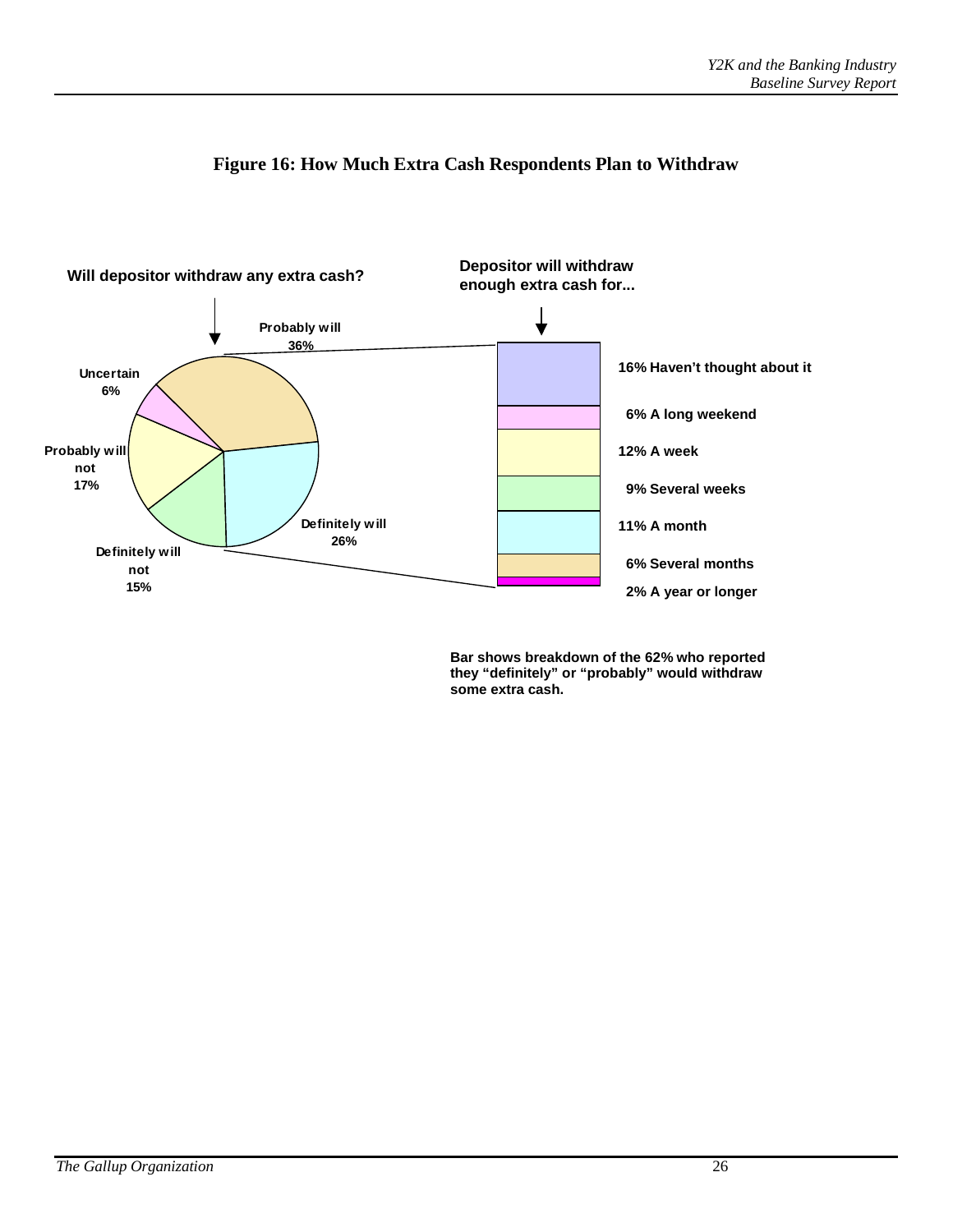**Figure 16: How Much Extra Cash Respondents Plan to Withdraw**

**Will depositor withdraw any extra cash?**

- Probably will 36%
- Definitely will 26%
- Definitely will not 15%
- Probably will not 17%
- Uncertain 6%

**Depositor will withdraw enough extra cash for...**

- 16% Haven't thought about it
- 6% A long weekend
- 12% A week
- 9% Several weeks
- 11% A month
- 6% Several months
- 2% A year or longer

Bar shows breakdown of the 62% who reported they "definitely" or "probably" would withdraw some extra cash.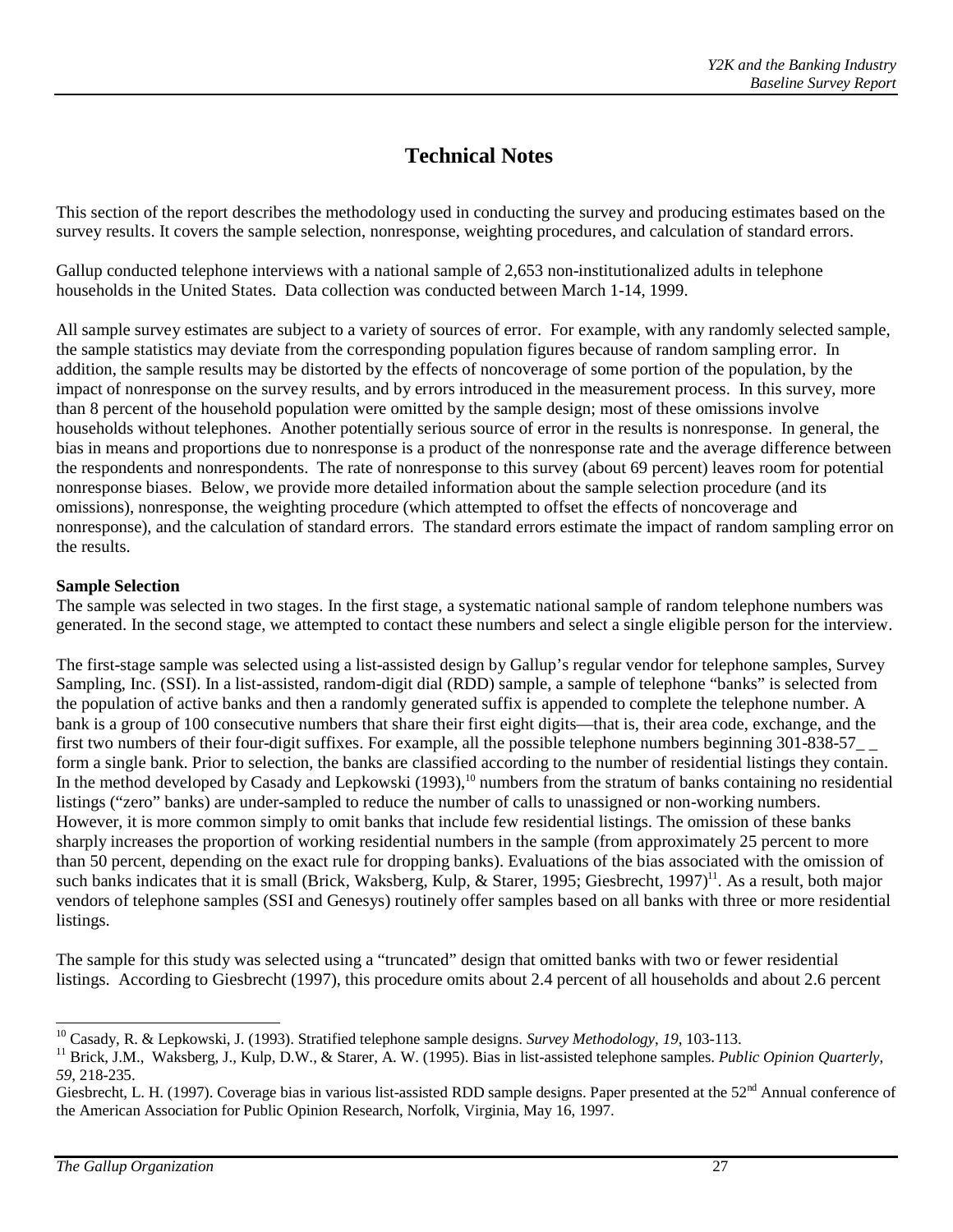# Technical Notes

This section of the report describes the methodology used in conducting the survey and producing estimates based on the survey results. It covers the sample selection, nonresponse, weighting procedures, and calculation of standard errors.

Gallup conducted telephone interviews with a national sample of 2,653 non-institutionalized adults in telephone households in the United States. Data collection was conducted between March 1-14, 1999.

All sample survey estimates are subject to a variety of sources of error. For example, with any randomly selected sample, the sample statistics may deviate from the corresponding population figures because of random sampling error. In addition, the sample results may be distorted by the effects of noncoverage of some portion of the population, by the impact of nonresponse on the survey results, and by errors introduced in the measurement process. In this survey, more than 8 percent of the household population were omitted by the sample design; most of these omissions involve households without telephones. Another potentially serious source of error in the results is nonresponse. In general, the bias in means and proportions due to nonresponse is a product of the nonresponse rate and the average difference between the respondents and nonrespondents. The rate of nonresponse to this survey (about 69 percent) leaves room for potential nonresponse biases. Below, we provide more detailed information about the sample selection procedure (and its omissions), nonresponse, the weighting procedure (which attempted to offset the effects of noncoverage and nonresponse), and the calculation of standard errors. The standard errors estimate the impact of random sampling error on the results.

**Sample Selection**

The sample was selected in two stages. In the first stage, a systematic national sample of random telephone numbers was generated. In the second stage, we attempted to contact these numbers and select a single eligible person for the interview.

The first-stage sample was selected using a list-assisted design by Gallup's regular vendor for telephone samples, Survey Sampling, Inc. (SSI). In a list-assisted, random-digit dial (RDD) sample, a sample of telephone "banks" is selected from the population of active banks and then a randomly generated suffix is appended to complete the telephone number. A bank is a group of 100 consecutive numbers that share their first eight digits—that is, their area code, exchange, and the first two numbers of their four-digit suffixes. For example, all the possible telephone numbers beginning 301-838-57_ _ form a single bank. Prior to selection, the banks are classified according to the number of residential listings they contain. In the method developed by Casady and Lepkowski (1993),[10] numbers from the stratum of banks containing no residential listings ("zero" banks) are under-sampled to reduce the number of calls to unassigned or non-working numbers. However, it is more common simply to omit banks that include few residential listings. The omission of these banks sharply increases the proportion of working residential numbers in the sample (from approximately 25 percent to more than 50 percent, depending on the exact rule for dropping banks). Evaluations of the bias associated with the omission of such banks indicates that it is small (Brick, Waksberg, Kulp, & Starer, 1995; Giesbrecht, 1997)[11]. As a result, both major vendors of telephone samples (SSI and Genesys) routinely offer samples based on all banks with three or more residential listings.

The sample for this study was selected using a "truncated" design that omitted banks with two or fewer residential listings. According to Giesbrecht (1997), this procedure omits about 2.4 percent of all households and about 2.6 percent

---

[10] Casady, R. & Lepkowski, J. (1993). Stratified telephone sample designs. *Survey Methodology*, *19*, 103-113.

[11] Brick, J.M., Waksberg, J., Kulp, D.W., & Starer, A. W. (1995). Bias in list-assisted telephone samples. *Public Opinion Quarterly*, *59*, 218-235.

Giesbrecht, L. H. (1997). Coverage bias in various list-assisted RDD sample designs. Paper presented at the 52nd Annual conference of the American Association for Public Opinion Research, Norfolk, Virginia, May 16, 1997.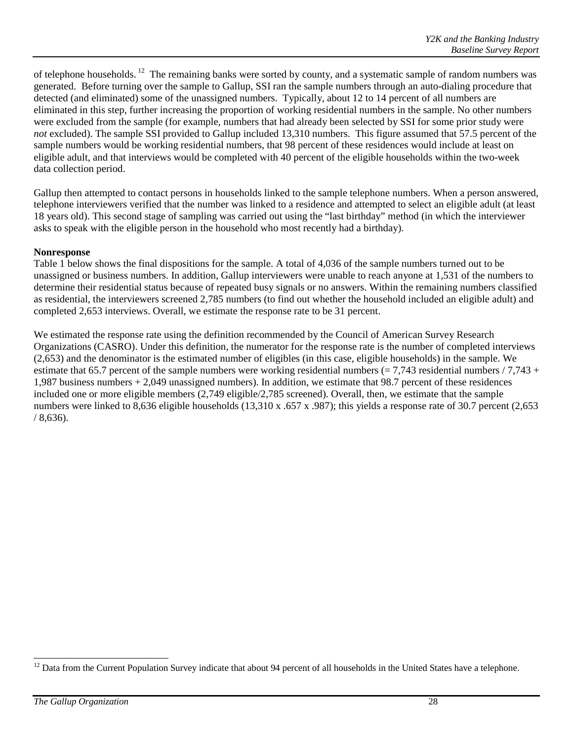of telephone households.[12] The remaining banks were sorted by county, and a systematic sample of random numbers was generated. Before turning over the sample to Gallup, SSI ran the sample numbers through an auto-dialing procedure that detected (and eliminated) some of the unassigned numbers. Typically, about 12 to 14 percent of all numbers are eliminated in this step, further increasing the proportion of working residential numbers in the sample. No other numbers were excluded from the sample (for example, numbers that had already been selected by SSI for some prior study were *not* excluded). The sample SSI provided to Gallup included 13,310 numbers. This figure assumed that 57.5 percent of the sample numbers would be working residential numbers, that 98 percent of these residences would include at least on eligible adult, and that interviews would be completed with 40 percent of the eligible households within the two-week data collection period.

Gallup then attempted to contact persons in households linked to the sample telephone numbers. When a person answered, telephone interviewers verified that the number was linked to a residence and attempted to select an eligible adult (at least 18 years old). This second stage of sampling was carried out using the "last birthday" method (in which the interviewer asks to speak with the eligible person in the household who most recently had a birthday).

**Nonresponse**

Table 1 below shows the final dispositions for the sample. A total of 4,036 of the sample numbers turned out to be unassigned or business numbers. In addition, Gallup interviewers were unable to reach anyone at 1,531 of the numbers to determine their residential status because of repeated busy signals or no answers. Within the remaining numbers classified as residential, the interviewers screened 2,785 numbers (to find out whether the household included an eligible adult) and completed 2,653 interviews. Overall, we estimate the response rate to be 31 percent.

We estimated the response rate using the definition recommended by the Council of American Survey Research Organizations (CASRO). Under this definition, the numerator for the response rate is the number of completed interviews (2,653) and the denominator is the estimated number of eligibles (in this case, eligible households) in the sample. We estimate that 65.7 percent of the sample numbers were working residential numbers (= 7,743 residential numbers / 7,743 + 1,987 business numbers + 2,049 unassigned numbers). In addition, we estimate that 98.7 percent of these residences included one or more eligible members (2,749 eligible/2,785 screened). Overall, then, we estimate that the sample numbers were linked to 8,636 eligible households (13,310 x .657 x .987); this yields a response rate of 30.7 percent (2,653 / 8,636).

[12] Data from the Current Population Survey indicate that about 94 percent of all households in the United States have a telephone.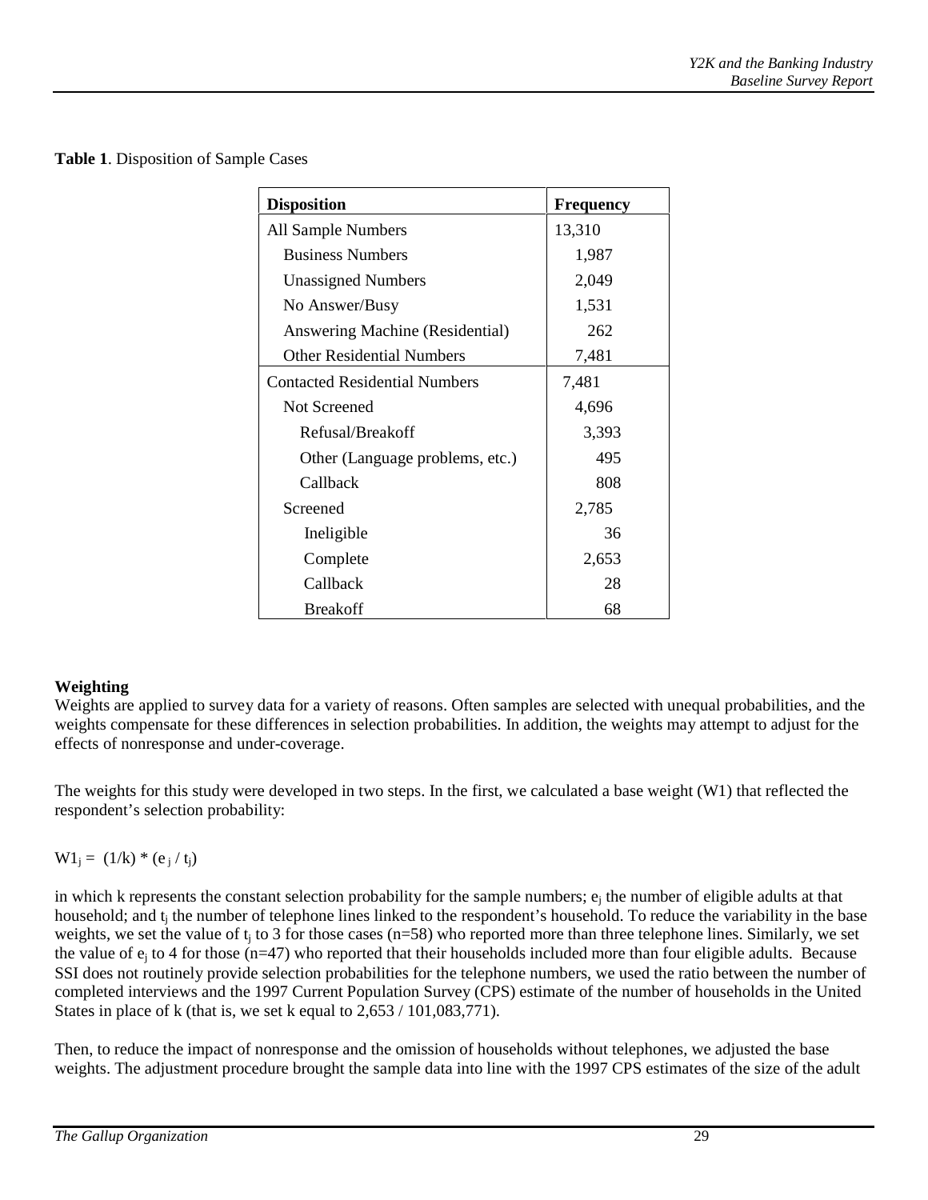**Table 1**. Disposition of Sample Cases

| Disposition | Frequency |
|---|---|
| All Sample Numbers | 13,310 |
| Business Numbers | 1,987 |
| Unassigned Numbers | 2,049 |
| No Answer/Busy | 1,531 |
| Answering Machine (Residential) | 262 |
| Other Residential Numbers | 7,481 |
| Contacted Residential Numbers | 7,481 |
| Not Screened | 4,696 |
| Refusal/Breakoff | 3,393 |
| Other (Language problems, etc.) | 495 |
| Callback | 808 |
| Screened | 2,785 |
| Ineligible | 36 |
| Complete | 2,653 |
| Callback | 28 |
| Breakoff | 68 |

**Weighting**

Weights are applied to survey data for a variety of reasons. Often samples are selected with unequal probabilities, and the weights compensate for these differences in selection probabilities. In addition, the weights may attempt to adjust for the effects of nonresponse and under-coverage.

The weights for this study were developed in two steps. In the first, we calculated a base weight (W1) that reflected the respondent's selection probability:

$$W1_j = (1/k) * (e_j / t_j)$$

in which k represents the constant selection probability for the sample numbers; $e_j$ the number of eligible adults at that household; and $t_j$ the number of telephone lines linked to the respondent's household. To reduce the variability in the base weights, we set the value of $t_j$ to 3 for those cases (n=58) who reported more than three telephone lines. Similarly, we set the value of $e_j$ to 4 for those (n=47) who reported that their households included more than four eligible adults. Because SSI does not routinely provide selection probabilities for the telephone numbers, we used the ratio between the number of completed interviews and the 1997 Current Population Survey (CPS) estimate of the number of households in the United States in place of k (that is, we set k equal to 2,653 / 101,083,771).

Then, to reduce the impact of nonresponse and the omission of households without telephones, we adjusted the base weights. The adjustment procedure brought the sample data into line with the 1997 CPS estimates of the size of the adult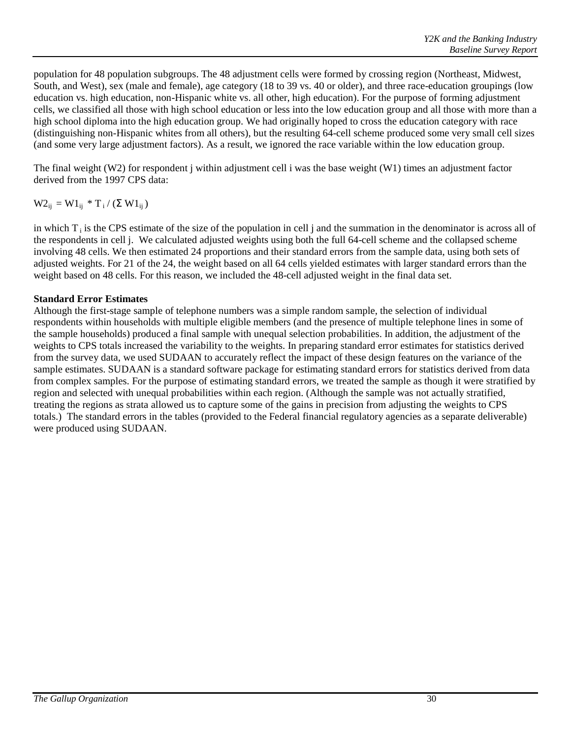population for 48 population subgroups. The 48 adjustment cells were formed by crossing region (Northeast, Midwest, South, and West), sex (male and female), age category (18 to 39 vs. 40 or older), and three race-education groupings (low education vs. high education, non-Hispanic white vs. all other, high education). For the purpose of forming adjustment cells, we classified all those with high school education or less into the low education group and all those with more than a high school diploma into the high education group. We had originally hoped to cross the education category with race (distinguishing non-Hispanic whites from all others), but the resulting 64-cell scheme produced some very small cell sizes (and some very large adjustment factors). As a result, we ignored the race variable within the low education group.

The final weight (W2) for respondent j within adjustment cell i was the base weight (W1) times an adjustment factor derived from the 1997 CPS data:

$$W2_{ij} = W1_{ij} * T_i / (\Sigma\, W1_{ij})$$

in which $T_i$ is the CPS estimate of the size of the population in cell j and the summation in the denominator is across all of the respondents in cell j. We calculated adjusted weights using both the full 64-cell scheme and the collapsed scheme involving 48 cells. We then estimated 24 proportions and their standard errors from the sample data, using both sets of adjusted weights. For 21 of the 24, the weight based on all 64 cells yielded estimates with larger standard errors than the weight based on 48 cells. For this reason, we included the 48-cell adjusted weight in the final data set.

**Standard Error Estimates**

Although the first-stage sample of telephone numbers was a simple random sample, the selection of individual respondents within households with multiple eligible members (and the presence of multiple telephone lines in some of the sample households) produced a final sample with unequal selection probabilities. In addition, the adjustment of the weights to CPS totals increased the variability to the weights. In preparing standard error estimates for statistics derived from the survey data, we used SUDAAN to accurately reflect the impact of these design features on the variance of the sample estimates. SUDAAN is a standard software package for estimating standard errors for statistics derived from data from complex samples. For the purpose of estimating standard errors, we treated the sample as though it were stratified by region and selected with unequal probabilities within each region. (Although the sample was not actually stratified, treating the regions as strata allowed us to capture some of the gains in precision from adjusting the weights to CPS totals.) The standard errors in the tables (provided to the Federal financial regulatory agencies as a separate deliverable) were produced using SUDAAN.